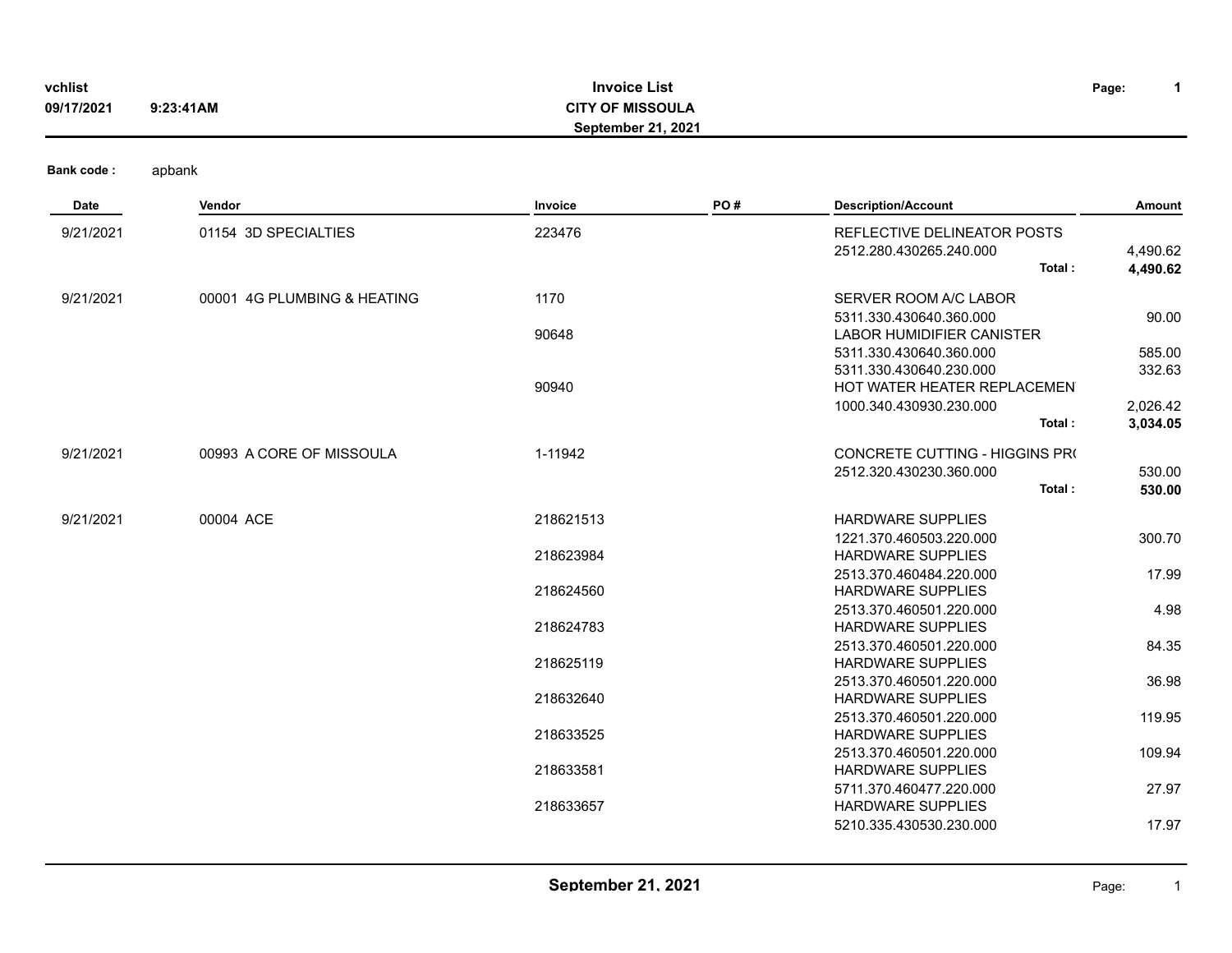# Invoice List

**CITY OF MISSOULA**

**September 21, 2021**

vchlist
09/17/2021 9:23:41AM

**Bank code :** apbank

| Date | Vendor | Invoice | PO # | Description/Account | Amount |
|---|---|---|---|---|---|
| 9/21/2021 | 01154 3D SPECIALTIES | 223476 | | REFLECTIVE DELINEATOR POSTS | |
| | | | | 2512.280.430265.240.000 | 4,490.62 |
| | | | | **Total :** | **4,490.62** |
| 9/21/2021 | 00001 4G PLUMBING & HEATING | 1170 | | SERVER ROOM A/C LABOR | |
| | | | | 5311.330.430640.360.000 | 90.00 |
| | | 90648 | | LABOR HUMIDIFIER CANISTER | |
| | | | | 5311.330.430640.360.000 | 585.00 |
| | | | | 5311.330.430640.230.000 | 332.63 |
| | | 90940 | | HOT WATER HEATER REPLACEMEN | |
| | | | | 1000.340.430930.230.000 | 2,026.42 |
| | | | | **Total :** | **3,034.05** |
| 9/21/2021 | 00993 A CORE OF MISSOULA | 1-11942 | | CONCRETE CUTTING - HIGGINS PR( | |
| | | | | 2512.320.430230.360.000 | 530.00 |
| | | | | **Total :** | **530.00** |
| 9/21/2021 | 00004 ACE | 218621513 | | HARDWARE SUPPLIES | |
| | | | | 1221.370.460503.220.000 | 300.70 |
| | | 218623984 | | HARDWARE SUPPLIES | |
| | | | | 2513.370.460484.220.000 | 17.99 |
| | | 218624560 | | HARDWARE SUPPLIES | |
| | | | | 2513.370.460501.220.000 | 4.98 |
| | | 218624783 | | HARDWARE SUPPLIES | |
| | | | | 2513.370.460501.220.000 | 84.35 |
| | | 218625119 | | HARDWARE SUPPLIES | |
| | | | | 2513.370.460501.220.000 | 36.98 |
| | | 218632640 | | HARDWARE SUPPLIES | |
| | | | | 2513.370.460501.220.000 | 119.95 |
| | | 218633525 | | HARDWARE SUPPLIES | |
| | | | | 2513.370.460501.220.000 | 109.94 |
| | | 218633581 | | HARDWARE SUPPLIES | |
| | | | | 5711.370.460477.220.000 | 27.97 |
| | | 218633657 | | HARDWARE SUPPLIES | |
| | | | | 5210.335.430530.230.000 | 17.97 |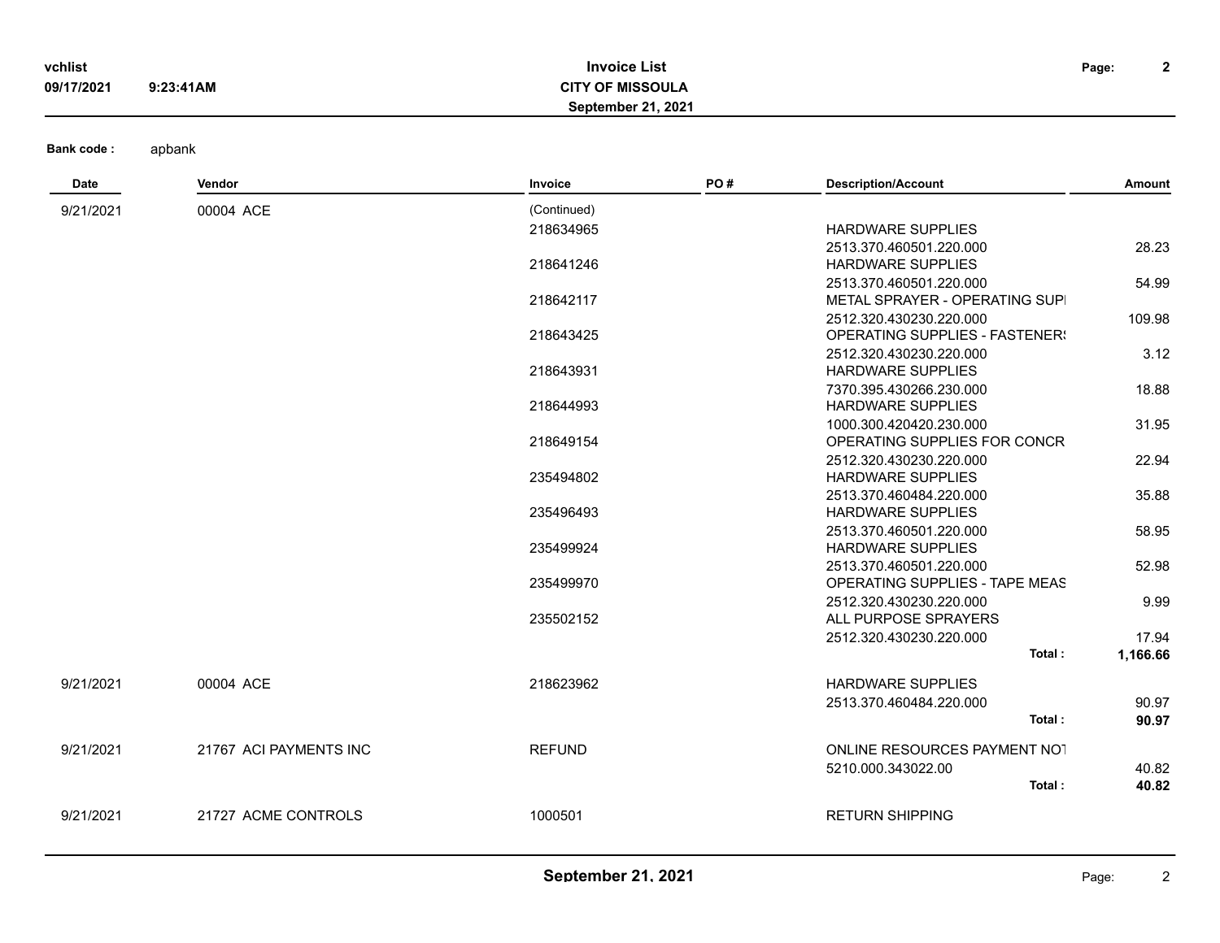vchlist
09/17/2021 9:23:41AM

**Invoice List**
**CITY OF MISSOULA**
**September 21, 2021**

**Bank code :** apbank

| Date | Vendor | Invoice | PO # | Description/Account | Amount |
|---|---|---|---|---|---|
| 9/21/2021 | 00004 ACE | (Continued) | | | |
| | | 218634965 | | HARDWARE SUPPLIES | |
| | | | | 2513.370.460501.220.000 | 28.23 |
| | | 218641246 | | HARDWARE SUPPLIES | |
| | | | | 2513.370.460501.220.000 | 54.99 |
| | | 218642117 | | METAL SPRAYER - OPERATING SUPI | |
| | | | | 2512.320.430230.220.000 | 109.98 |
| | | 218643425 | | OPERATING SUPPLIES - FASTENERS | |
| | | | | 2512.320.430230.220.000 | 3.12 |
| | | 218643931 | | HARDWARE SUPPLIES | |
| | | | | 7370.395.430266.230.000 | 18.88 |
| | | 218644993 | | HARDWARE SUPPLIES | |
| | | | | 1000.300.420420.230.000 | 31.95 |
| | | 218649154 | | OPERATING SUPPLIES FOR CONCR | |
| | | | | 2512.320.430230.220.000 | 22.94 |
| | | 235494802 | | HARDWARE SUPPLIES | |
| | | | | 2513.370.460484.220.000 | 35.88 |
| | | 235496493 | | HARDWARE SUPPLIES | |
| | | | | 2513.370.460501.220.000 | 58.95 |
| | | 235499924 | | HARDWARE SUPPLIES | |
| | | | | 2513.370.460501.220.000 | 52.98 |
| | | 235499970 | | OPERATING SUPPLIES - TAPE MEAS | |
| | | | | 2512.320.430230.220.000 | 9.99 |
| | | 235502152 | | ALL PURPOSE SPRAYERS | |
| | | | | 2512.320.430230.220.000 | 17.94 |
| | | | | **Total :** | **1,166.66** |
| 9/21/2021 | 00004 ACE | 218623962 | | HARDWARE SUPPLIES | |
| | | | | 2513.370.460484.220.000 | 90.97 |
| | | | | **Total :** | **90.97** |
| 9/21/2021 | 21767 ACI PAYMENTS INC | REFUND | | ONLINE RESOURCES PAYMENT NOT | |
| | | | | 5210.000.343022.00 | 40.82 |
| | | | | **Total :** | **40.82** |
| 9/21/2021 | 21727 ACME CONTROLS | 1000501 | | RETURN SHIPPING | |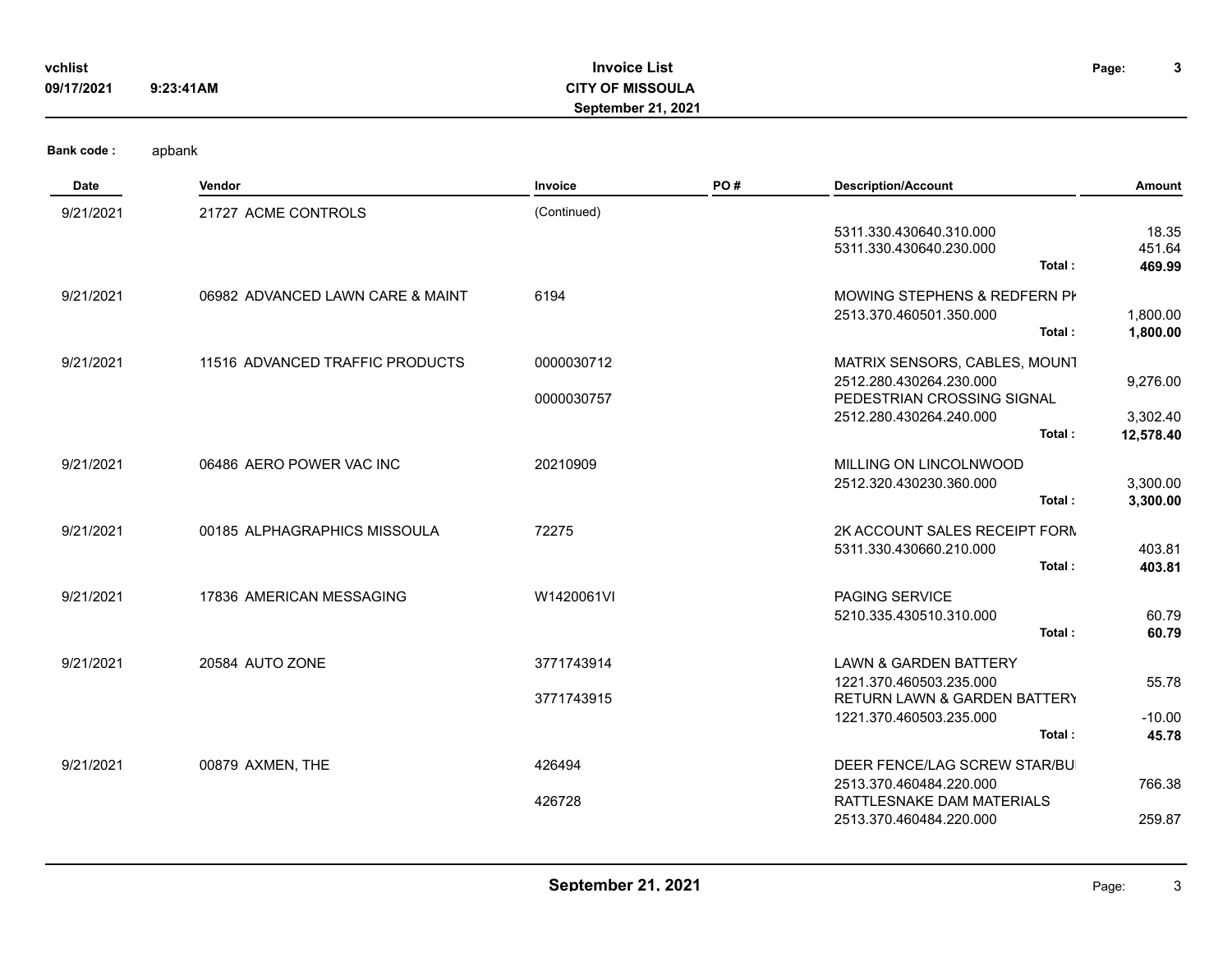**Invoice List**
**CITY OF MISSOULA**
**September 21, 2021**

**Bank code :** apbank

| Date | Vendor | Invoice | PO # | Description/Account | Amount |
|---|---|---|---|---|---|
| 9/21/2021 | 21727 ACME CONTROLS | (Continued) | | | |
| | | | | 5311.330.430640.310.000 | 18.35 |
| | | | | 5311.330.430640.230.000 | 451.64 |
| | | | | **Total :** | **469.99** |
| 9/21/2021 | 06982 ADVANCED LAWN CARE & MAINT | 6194 | | MOWING STEPHENS & REDFERN PK | |
| | | | | 2513.370.460501.350.000 | 1,800.00 |
| | | | | **Total :** | **1,800.00** |
| 9/21/2021 | 11516 ADVANCED TRAFFIC PRODUCTS | 0000030712 | | MATRIX SENSORS, CABLES, MOUNT | |
| | | | | 2512.280.430264.230.000 | 9,276.00 |
| | | 0000030757 | | PEDESTRIAN CROSSING SIGNAL | |
| | | | | 2512.280.430264.240.000 | 3,302.40 |
| | | | | **Total :** | **12,578.40** |
| 9/21/2021 | 06486 AERO POWER VAC INC | 20210909 | | MILLING ON LINCOLNWOOD | |
| | | | | 2512.320.430230.360.000 | 3,300.00 |
| | | | | **Total :** | **3,300.00** |
| 9/21/2021 | 00185 ALPHAGRAPHICS MISSOULA | 72275 | | 2K ACCOUNT SALES RECEIPT FORM | |
| | | | | 5311.330.430660.210.000 | 403.81 |
| | | | | **Total :** | **403.81** |
| 9/21/2021 | 17836 AMERICAN MESSAGING | W1420061VI | | PAGING SERVICE | |
| | | | | 5210.335.430510.310.000 | 60.79 |
| | | | | **Total :** | **60.79** |
| 9/21/2021 | 20584 AUTO ZONE | 3771743914 | | LAWN & GARDEN BATTERY | |
| | | | | 1221.370.460503.235.000 | 55.78 |
| | | 3771743915 | | RETURN LAWN & GARDEN BATTERY | |
| | | | | 1221.370.460503.235.000 | -10.00 |
| | | | | **Total :** | **45.78** |
| 9/21/2021 | 00879 AXMEN, THE | 426494 | | DEER FENCE/LAG SCREW STAR/BU | |
| | | | | 2513.370.460484.220.000 | 766.38 |
| | | 426728 | | RATTLESNAKE DAM MATERIALS | |
| | | | | 2513.370.460484.220.000 | 259.87 |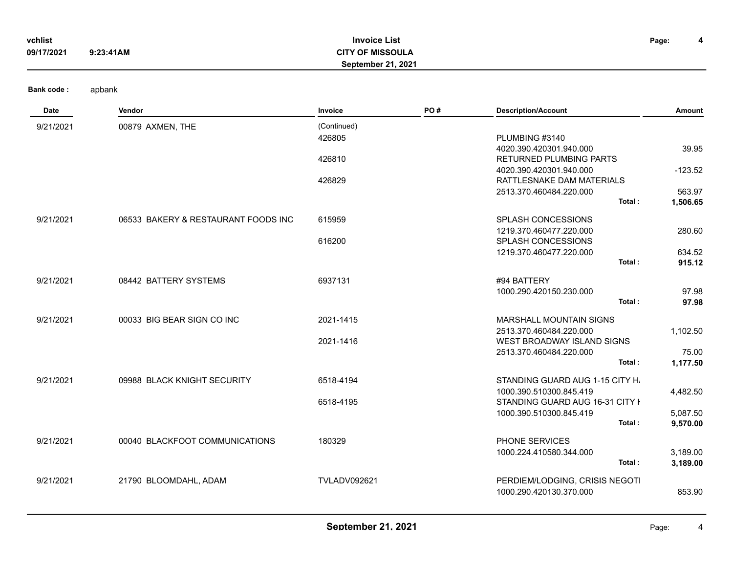**Bank code :** apbank

| Date | Vendor | Invoice | PO # | Description/Account | Amount |
|---|---|---|---|---|---|
| 9/21/2021 | 00879 AXMEN, THE | (Continued) | | | |
| | | 426805 | | PLUMBING #3140 | |
| | | | | 4020.390.420301.940.000 | 39.95 |
| | | 426810 | | RETURNED PLUMBING PARTS | |
| | | | | 4020.390.420301.940.000 | -123.52 |
| | | 426829 | | RATTLESNAKE DAM MATERIALS | |
| | | | | 2513.370.460484.220.000 | 563.97 |
| | | | | **Total :** | **1,506.65** |
| 9/21/2021 | 06533 BAKERY & RESTAURANT FOODS INC | 615959 | | SPLASH CONCESSIONS | |
| | | | | 1219.370.460477.220.000 | 280.60 |
| | | 616200 | | SPLASH CONCESSIONS | |
| | | | | 1219.370.460477.220.000 | 634.52 |
| | | | | **Total :** | **915.12** |
| 9/21/2021 | 08442 BATTERY SYSTEMS | 6937131 | | #94 BATTERY | |
| | | | | 1000.290.420150.230.000 | 97.98 |
| | | | | **Total :** | **97.98** |
| 9/21/2021 | 00033 BIG BEAR SIGN CO INC | 2021-1415 | | MARSHALL MOUNTAIN SIGNS | |
| | | | | 2513.370.460484.220.000 | 1,102.50 |
| | | 2021-1416 | | WEST BROADWAY ISLAND SIGNS | |
| | | | | 2513.370.460484.220.000 | 75.00 |
| | | | | **Total :** | **1,177.50** |
| 9/21/2021 | 09988 BLACK KNIGHT SECURITY | 6518-4194 | | STANDING GUARD AUG 1-15 CITY H/ | |
| | | | | 1000.390.510300.845.419 | 4,482.50 |
| | | 6518-4195 | | STANDING GUARD AUG 16-31 CITY H | |
| | | | | 1000.390.510300.845.419 | 5,087.50 |
| | | | | **Total :** | **9,570.00** |
| 9/21/2021 | 00040 BLACKFOOT COMMUNICATIONS | 180329 | | PHONE SERVICES | |
| | | | | 1000.224.410580.344.000 | 3,189.00 |
| | | | | **Total :** | **3,189.00** |
| 9/21/2021 | 21790 BLOOMDAHL, ADAM | TVLADV092621 | | PERDIEM/LODGING, CRISIS NEGOTI | |
| | | | | 1000.290.420130.370.000 | 853.90 |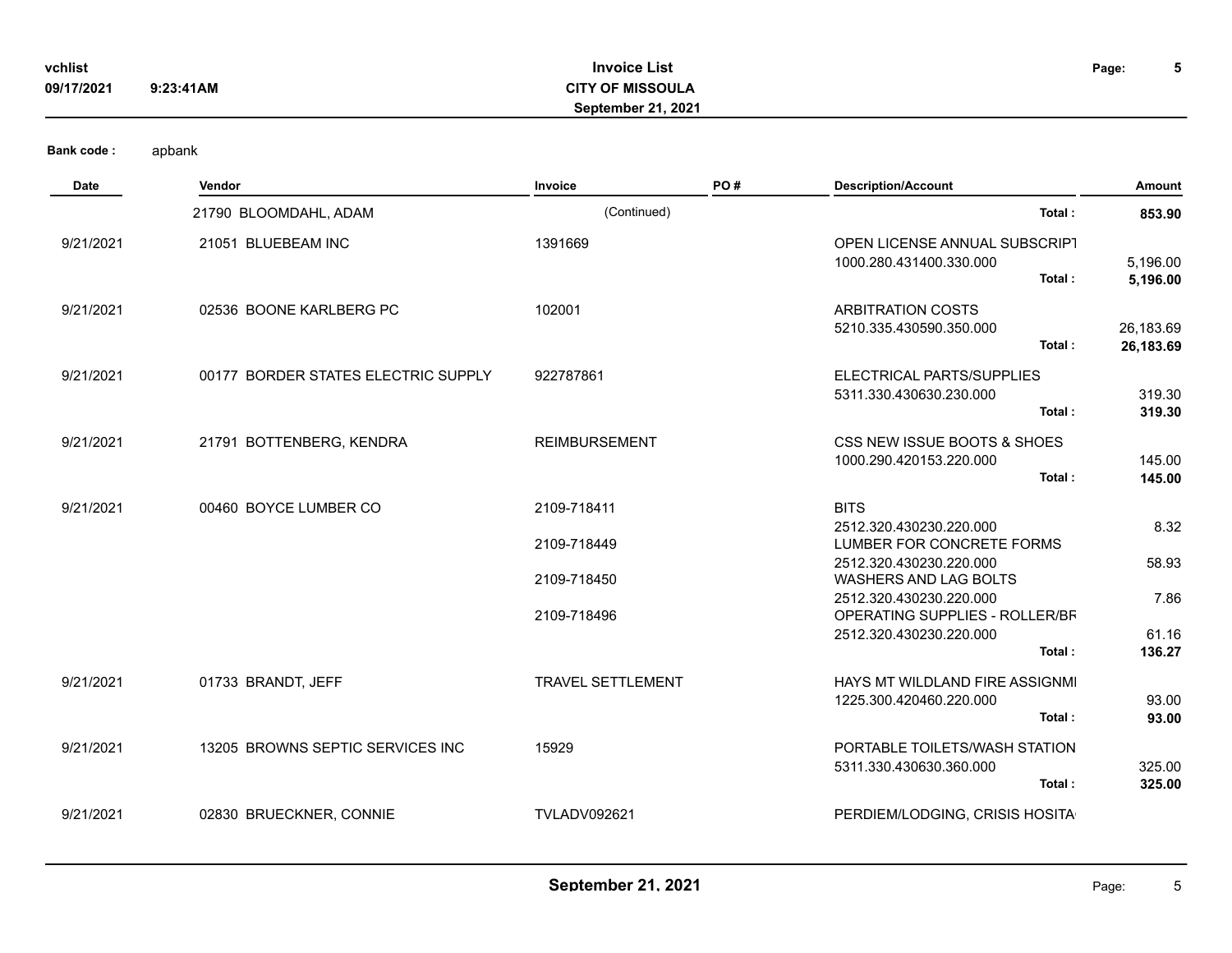Bank code : apbank

| Date | Vendor | Invoice | PO # | Description/Account | Amount |
|---|---|---|---|---|---|
| | 21790 BLOOMDAHL, ADAM | (Continued) | | Total : | **853.90** |
| 9/21/2021 | 21051 BLUEBEAM INC | 1391669 | | OPEN LICENSE ANNUAL SUBSCRIPT | |
| | | | | 1000.280.431400.330.000 | 5,196.00 |
| | | | | Total : | **5,196.00** |
| 9/21/2021 | 02536 BOONE KARLBERG PC | 102001 | | ARBITRATION COSTS | |
| | | | | 5210.335.430590.350.000 | 26,183.69 |
| | | | | Total : | **26,183.69** |
| 9/21/2021 | 00177 BORDER STATES ELECTRIC SUPPLY | 922787861 | | ELECTRICAL PARTS/SUPPLIES | |
| | | | | 5311.330.430630.230.000 | 319.30 |
| | | | | Total : | **319.30** |
| 9/21/2021 | 21791 BOTTENBERG, KENDRA | REIMBURSEMENT | | CSS NEW ISSUE BOOTS & SHOES | |
| | | | | 1000.290.420153.220.000 | 145.00 |
| | | | | Total : | **145.00** |
| 9/21/2021 | 00460 BOYCE LUMBER CO | 2109-718411 | | BITS | |
| | | | | 2512.320.430230.220.000 | 8.32 |
| | | 2109-718449 | | LUMBER FOR CONCRETE FORMS | |
| | | | | 2512.320.430230.220.000 | 58.93 |
| | | 2109-718450 | | WASHERS AND LAG BOLTS | |
| | | | | 2512.320.430230.220.000 | 7.86 |
| | | 2109-718496 | | OPERATING SUPPLIES - ROLLER/BR | |
| | | | | 2512.320.430230.220.000 | 61.16 |
| | | | | Total : | **136.27** |
| 9/21/2021 | 01733 BRANDT, JEFF | TRAVEL SETTLEMENT | | HAYS MT WILDLAND FIRE ASSIGNMI | |
| | | | | 1225.300.420460.220.000 | 93.00 |
| | | | | Total : | **93.00** |
| 9/21/2021 | 13205 BROWNS SEPTIC SERVICES INC | 15929 | | PORTABLE TOILETS/WASH STATION | |
| | | | | 5311.330.430630.360.000 | 325.00 |
| | | | | Total : | **325.00** |
| 9/21/2021 | 02830 BRUECKNER, CONNIE | TVLADV092621 | | PERDIEM/LODGING, CRISIS HOSITA | |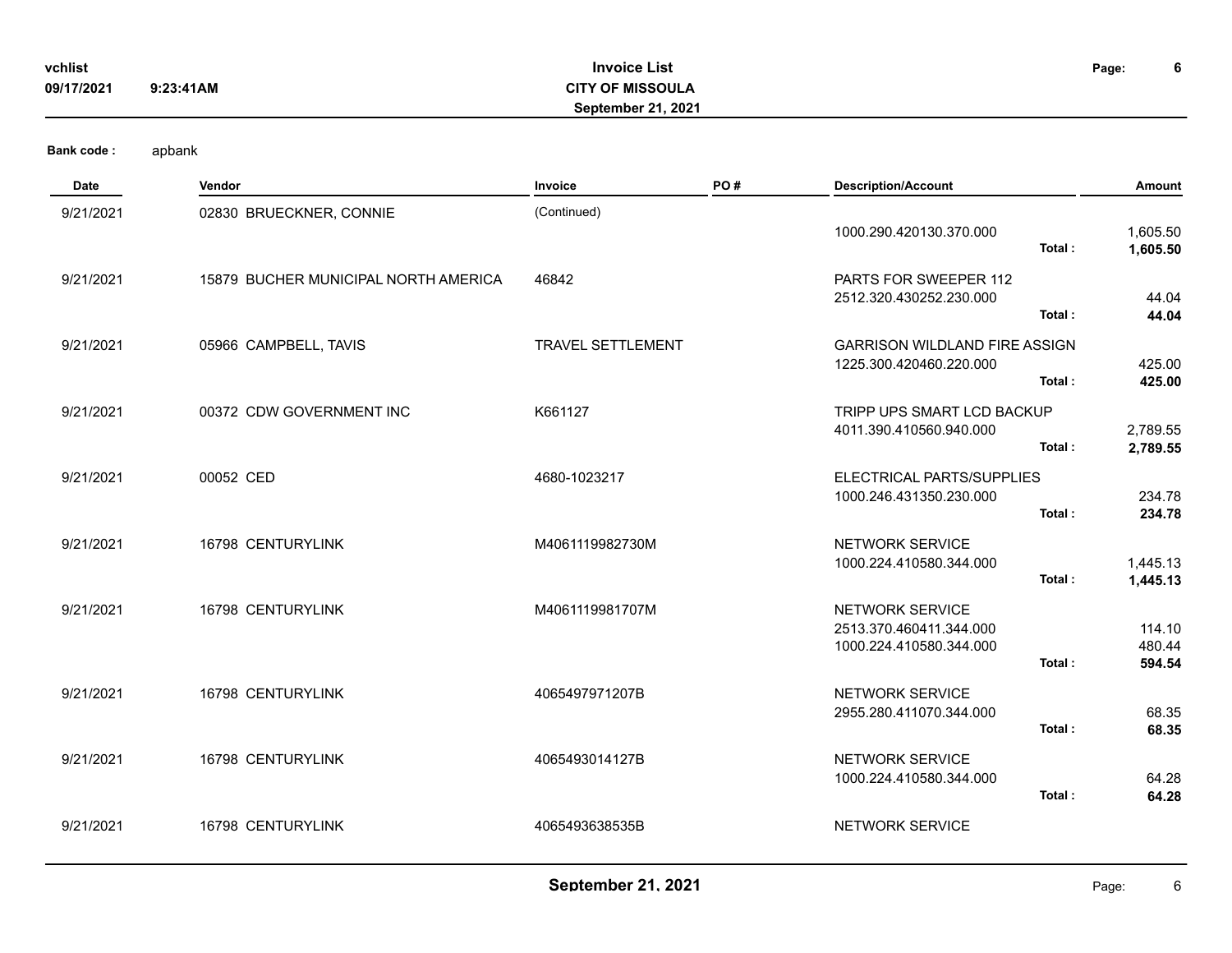**Bank code :** apbank

| Date | Vendor | Invoice | PO # | Description/Account | | Amount |
|---|---|---|---|---|---|---|
| 9/21/2021 | 02830 BRUECKNER, CONNIE | (Continued) | | | | |
| | | | | 1000.290.420130.370.000 | | 1,605.50 |
| | | | | | **Total :** | **1,605.50** |
| 9/21/2021 | 15879 BUCHER MUNICIPAL NORTH AMERICA | 46842 | | PARTS FOR SWEEPER 112 | | |
| | | | | 2512.320.430252.230.000 | | 44.04 |
| | | | | | **Total :** | **44.04** |
| 9/21/2021 | 05966 CAMPBELL, TAVIS | TRAVEL SETTLEMENT | | GARRISON WILDLAND FIRE ASSIGN | | |
| | | | | 1225.300.420460.220.000 | | 425.00 |
| | | | | | **Total :** | **425.00** |
| 9/21/2021 | 00372 CDW GOVERNMENT INC | K661127 | | TRIPP UPS SMART LCD BACKUP | | |
| | | | | 4011.390.410560.940.000 | | 2,789.55 |
| | | | | | **Total :** | **2,789.55** |
| 9/21/2021 | 00052 CED | 4680-1023217 | | ELECTRICAL PARTS/SUPPLIES | | |
| | | | | 1000.246.431350.230.000 | | 234.78 |
| | | | | | **Total :** | **234.78** |
| 9/21/2021 | 16798 CENTURYLINK | M4061119982730M | | NETWORK SERVICE | | |
| | | | | 1000.224.410580.344.000 | | 1,445.13 |
| | | | | | **Total :** | **1,445.13** |
| 9/21/2021 | 16798 CENTURYLINK | M4061119981707M | | NETWORK SERVICE | | |
| | | | | 2513.370.460411.344.000 | | 114.10 |
| | | | | 1000.224.410580.344.000 | | 480.44 |
| | | | | | **Total :** | **594.54** |
| 9/21/2021 | 16798 CENTURYLINK | 4065497971207B | | NETWORK SERVICE | | |
| | | | | 2955.280.411070.344.000 | | 68.35 |
| | | | | | **Total :** | **68.35** |
| 9/21/2021 | 16798 CENTURYLINK | 4065493014127B | | NETWORK SERVICE | | |
| | | | | 1000.224.410580.344.000 | | 64.28 |
| | | | | | **Total :** | **64.28** |
| 9/21/2021 | 16798 CENTURYLINK | 4065493638535B | | NETWORK SERVICE | | |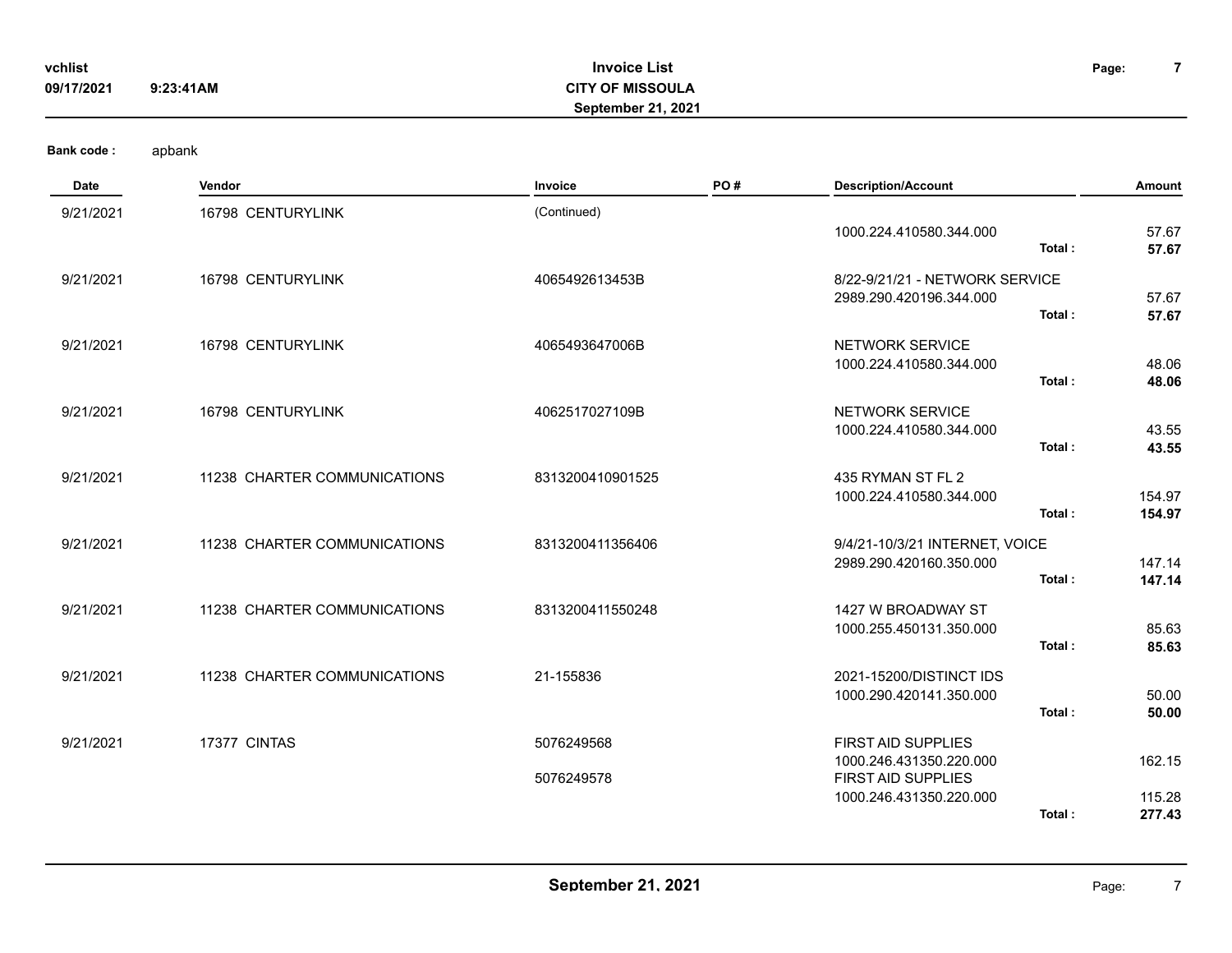**vchlist** **Invoice List**
**09/17/2021** **9:23:41AM** **CITY OF MISSOULA**
**September 21, 2021**

**Bank code :** apbank

| Date | Vendor | Invoice | PO # | Description/Account | | Amount |
|---|---|---|---|---|---|---|
| 9/21/2021 | 16798 CENTURYLINK | (Continued) | | | | |
| | | | | 1000.224.410580.344.000 | | 57.67 |
| | | | | | **Total :** | **57.67** |
| 9/21/2021 | 16798 CENTURYLINK | 4065492613453B | | 8/22-9/21/21 - NETWORK SERVICE | | |
| | | | | 2989.290.420196.344.000 | | 57.67 |
| | | | | | **Total :** | **57.67** |
| 9/21/2021 | 16798 CENTURYLINK | 4065493647006B | | NETWORK SERVICE | | |
| | | | | 1000.224.410580.344.000 | | 48.06 |
| | | | | | **Total :** | **48.06** |
| 9/21/2021 | 16798 CENTURYLINK | 4062517027109B | | NETWORK SERVICE | | |
| | | | | 1000.224.410580.344.000 | | 43.55 |
| | | | | | **Total :** | **43.55** |
| 9/21/2021 | 11238 CHARTER COMMUNICATIONS | 8313200410901525 | | 435 RYMAN ST FL 2 | | |
| | | | | 1000.224.410580.344.000 | | 154.97 |
| | | | | | **Total :** | **154.97** |
| 9/21/2021 | 11238 CHARTER COMMUNICATIONS | 8313200411356406 | | 9/4/21-10/3/21 INTERNET, VOICE | | |
| | | | | 2989.290.420160.350.000 | | 147.14 |
| | | | | | **Total :** | **147.14** |
| 9/21/2021 | 11238 CHARTER COMMUNICATIONS | 8313200411550248 | | 1427 W BROADWAY ST | | |
| | | | | 1000.255.450131.350.000 | | 85.63 |
| | | | | | **Total :** | **85.63** |
| 9/21/2021 | 11238 CHARTER COMMUNICATIONS | 21-155836 | | 2021-15200/DISTINCT IDS | | |
| | | | | 1000.290.420141.350.000 | | 50.00 |
| | | | | | **Total :** | **50.00** |
| 9/21/2021 | 17377 CINTAS | 5076249568 | | FIRST AID SUPPLIES | | |
| | | | | 1000.246.431350.220.000 | | 162.15 |
| | | 5076249578 | | FIRST AID SUPPLIES | | |
| | | | | 1000.246.431350.220.000 | | 115.28 |
| | | | | | **Total :** | **277.43** |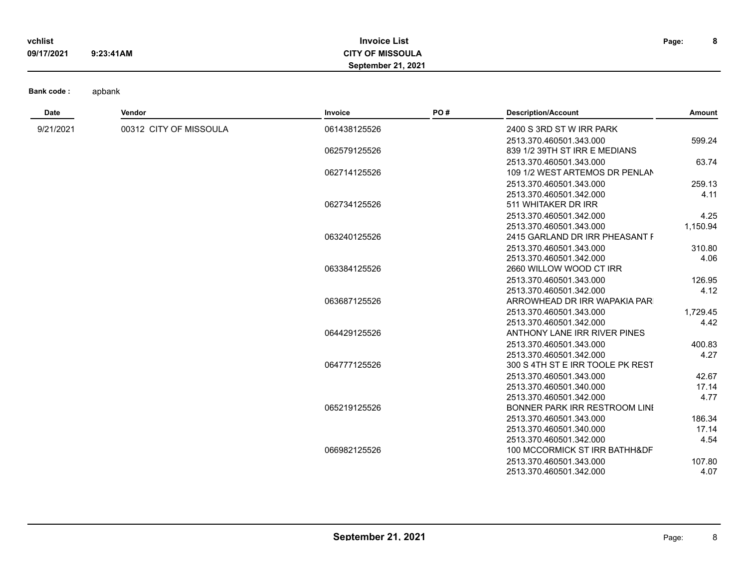**Bank code :** apbank

| Date | Vendor | Invoice | PO # | Description/Account | Amount |
|---|---|---|---|---|---|
| 9/21/2021 | 00312 CITY OF MISSOULA | 061438125526 | | 2400 S 3RD ST W IRR PARK | |
| | | | | 2513.370.460501.343.000 | 599.24 |
| | | 062579125526 | | 839 1/2 39TH ST IRR E MEDIANS | |
| | | | | 2513.370.460501.343.000 | 63.74 |
| | | 062714125526 | | 109 1/2 WEST ARTEMOS DR PENLAN | |
| | | | | 2513.370.460501.343.000 | 259.13 |
| | | | | 2513.370.460501.342.000 | 4.11 |
| | | 062734125526 | | 511 WHITAKER DR IRR | |
| | | | | 2513.370.460501.342.000 | 4.25 |
| | | | | 2513.370.460501.343.000 | 1,150.94 |
| | | 063240125526 | | 2415 GARLAND DR IRR PHEASANT F | |
| | | | | 2513.370.460501.343.000 | 310.80 |
| | | | | 2513.370.460501.342.000 | 4.06 |
| | | 063384125526 | | 2660 WILLOW WOOD CT IRR | |
| | | | | 2513.370.460501.343.000 | 126.95 |
| | | | | 2513.370.460501.342.000 | 4.12 |
| | | 063687125526 | | ARROWHEAD DR IRR WAPAKIA PARI | |
| | | | | 2513.370.460501.343.000 | 1,729.45 |
| | | | | 2513.370.460501.342.000 | 4.42 |
| | | 064429125526 | | ANTHONY LANE IRR RIVER PINES | |
| | | | | 2513.370.460501.343.000 | 400.83 |
| | | | | 2513.370.460501.342.000 | 4.27 |
| | | 064777125526 | | 300 S 4TH ST E IRR TOOLE PK REST | |
| | | | | 2513.370.460501.343.000 | 42.67 |
| | | | | 2513.370.460501.340.000 | 17.14 |
| | | | | 2513.370.460501.342.000 | 4.77 |
| | | 065219125526 | | BONNER PARK IRR RESTROOM LINI | |
| | | | | 2513.370.460501.343.000 | 186.34 |
| | | | | 2513.370.460501.340.000 | 17.14 |
| | | | | 2513.370.460501.342.000 | 4.54 |
| | | 066982125526 | | 100 MCCORMICK ST IRR BATHH&DF | |
| | | | | 2513.370.460501.343.000 | 107.80 |
| | | | | 2513.370.460501.342.000 | 4.07 |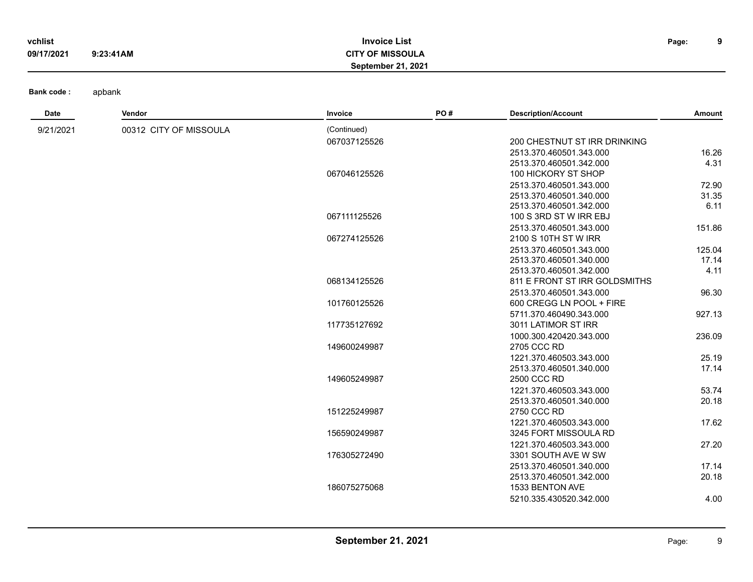**Bank code :** apbank

| Date | Vendor | Invoice | PO # | Description/Account | Amount |
|---|---|---|---|---|---|
| 9/21/2021 | 00312 CITY OF MISSOULA | (Continued) | | | |
| | | 067037125526 | | 200 CHESTNUT ST IRR DRINKING | |
| | | | | 2513.370.460501.343.000 | 16.26 |
| | | | | 2513.370.460501.342.000 | 4.31 |
| | | 067046125526 | | 100 HICKORY ST SHOP | |
| | | | | 2513.370.460501.343.000 | 72.90 |
| | | | | 2513.370.460501.340.000 | 31.35 |
| | | | | 2513.370.460501.342.000 | 6.11 |
| | | 067111125526 | | 100 S 3RD ST W IRR EBJ | |
| | | | | 2513.370.460501.343.000 | 151.86 |
| | | 067274125526 | | 2100 S 10TH ST W IRR | |
| | | | | 2513.370.460501.343.000 | 125.04 |
| | | | | 2513.370.460501.340.000 | 17.14 |
| | | | | 2513.370.460501.342.000 | 4.11 |
| | | 068134125526 | | 811 E FRONT ST IRR GOLDSMITHS | |
| | | | | 2513.370.460501.343.000 | 96.30 |
| | | 101760125526 | | 600 CREGG LN POOL + FIRE | |
| | | | | 5711.370.460490.343.000 | 927.13 |
| | | 117735127692 | | 3011 LATIMOR ST IRR | |
| | | | | 1000.300.420420.343.000 | 236.09 |
| | | 149600249987 | | 2705 CCC RD | |
| | | | | 1221.370.460503.343.000 | 25.19 |
| | | | | 2513.370.460501.340.000 | 17.14 |
| | | 149605249987 | | 2500 CCC RD | |
| | | | | 1221.370.460503.343.000 | 53.74 |
| | | | | 2513.370.460501.340.000 | 20.18 |
| | | 151225249987 | | 2750 CCC RD | |
| | | | | 1221.370.460503.343.000 | 17.62 |
| | | 156590249987 | | 3245 FORT MISSOULA RD | |
| | | | | 1221.370.460503.343.000 | 27.20 |
| | | 176305272490 | | 3301 SOUTH AVE W SW | |
| | | | | 2513.370.460501.340.000 | 17.14 |
| | | | | 2513.370.460501.342.000 | 20.18 |
| | | 186075275068 | | 1533 BENTON AVE | |
| | | | | 5210.335.430520.342.000 | 4.00 |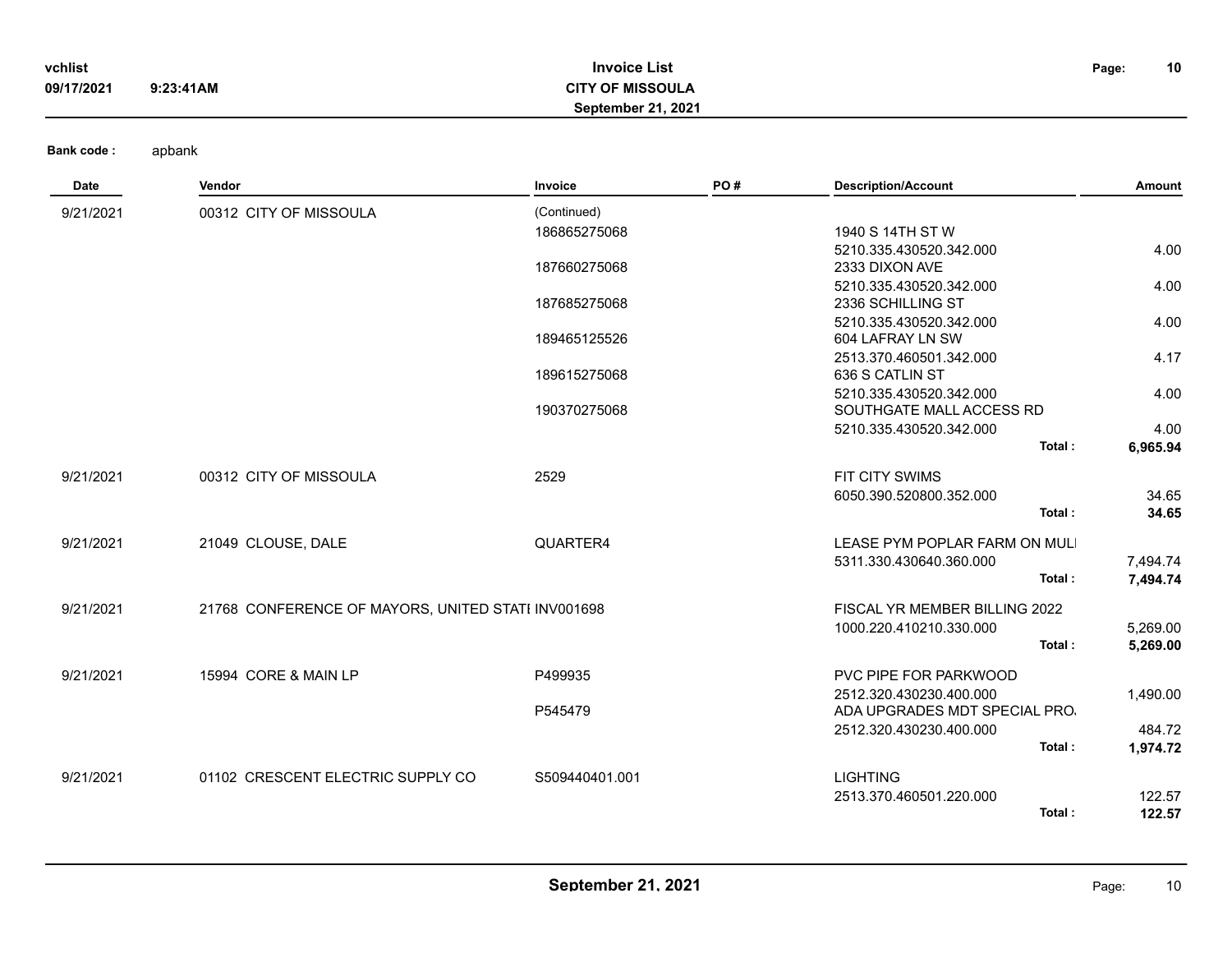**Bank code :** apbank

| Date | Vendor | Invoice | PO # | Description/Account | Amount |
|---|---|---|---|---|---|
| 9/21/2021 | 00312 CITY OF MISSOULA | (Continued) | | | |
| | | 186865275068 | | 1940 S 14TH ST W | |
| | | | | 5210.335.430520.342.000 | 4.00 |
| | | 187660275068 | | 2333 DIXON AVE | |
| | | | | 5210.335.430520.342.000 | 4.00 |
| | | 187685275068 | | 2336 SCHILLING ST | |
| | | | | 5210.335.430520.342.000 | 4.00 |
| | | 189465125526 | | 604 LAFRAY LN SW | |
| | | | | 2513.370.460501.342.000 | 4.17 |
| | | 189615275068 | | 636 S CATLIN ST | |
| | | | | 5210.335.430520.342.000 | 4.00 |
| | | 190370275068 | | SOUTHGATE MALL ACCESS RD | |
| | | | | 5210.335.430520.342.000 | 4.00 |
| | | | | **Total :** | **6,965.94** |
| 9/21/2021 | 00312 CITY OF MISSOULA | 2529 | | FIT CITY SWIMS | |
| | | | | 6050.390.520800.352.000 | 34.65 |
| | | | | **Total :** | **34.65** |
| 9/21/2021 | 21049 CLOUSE, DALE | QUARTER4 | | LEASE PYM POPLAR FARM ON MULI | |
| | | | | 5311.330.430640.360.000 | 7,494.74 |
| | | | | **Total :** | **7,494.74** |
| 9/21/2021 | 21768 CONFERENCE OF MAYORS, UNITED STATI | INV001698 | | FISCAL YR MEMBER BILLING 2022 | |
| | | | | 1000.220.410210.330.000 | 5,269.00 |
| | | | | **Total :** | **5,269.00** |
| 9/21/2021 | 15994 CORE & MAIN LP | P499935 | | PVC PIPE FOR PARKWOOD | |
| | | | | 2512.320.430230.400.000 | 1,490.00 |
| | | P545479 | | ADA UPGRADES MDT SPECIAL PRO. | |
| | | | | 2512.320.430230.400.000 | 484.72 |
| | | | | **Total :** | **1,974.72** |
| 9/21/2021 | 01102 CRESCENT ELECTRIC SUPPLY CO | S509440401.001 | | LIGHTING | |
| | | | | 2513.370.460501.220.000 | 122.57 |
| | | | | **Total :** | **122.57** |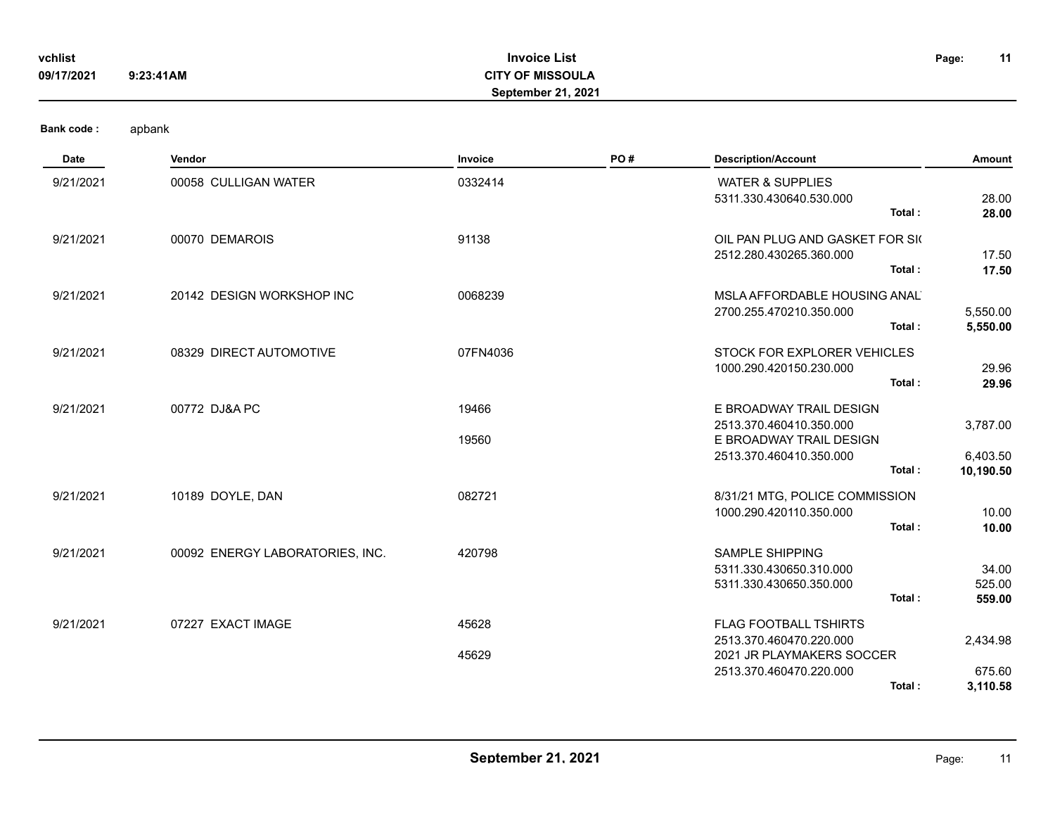Bank code : apbank

| Date | Vendor | Invoice | PO # | Description/Account | Amount |
|---|---|---|---|---|---|
| 9/21/2021 | 00058 CULLIGAN WATER | 0332414 | | WATER & SUPPLIES | |
| | | | | 5311.330.430640.530.000 | 28.00 |
| | | | | **Total :** | **28.00** |
| 9/21/2021 | 00070 DEMAROIS | 91138 | | OIL PAN PLUG AND GASKET FOR SI( | |
| | | | | 2512.280.430265.360.000 | 17.50 |
| | | | | **Total :** | **17.50** |
| 9/21/2021 | 20142 DESIGN WORKSHOP INC | 0068239 | | MSLA AFFORDABLE HOUSING ANAL | |
| | | | | 2700.255.470210.350.000 | 5,550.00 |
| | | | | **Total :** | **5,550.00** |
| 9/21/2021 | 08329 DIRECT AUTOMOTIVE | 07FN4036 | | STOCK FOR EXPLORER VEHICLES | |
| | | | | 1000.290.420150.230.000 | 29.96 |
| | | | | **Total :** | **29.96** |
| 9/21/2021 | 00772 DJ&A PC | 19466 | | E BROADWAY TRAIL DESIGN | |
| | | | | 2513.370.460410.350.000 | 3,787.00 |
| | | 19560 | | E BROADWAY TRAIL DESIGN | |
| | | | | 2513.370.460410.350.000 | 6,403.50 |
| | | | | **Total :** | **10,190.50** |
| 9/21/2021 | 10189 DOYLE, DAN | 082721 | | 8/31/21 MTG, POLICE COMMISSION | |
| | | | | 1000.290.420110.350.000 | 10.00 |
| | | | | **Total :** | **10.00** |
| 9/21/2021 | 00092 ENERGY LABORATORIES, INC. | 420798 | | SAMPLE SHIPPING | |
| | | | | 5311.330.430650.310.000 | 34.00 |
| | | | | 5311.330.430650.350.000 | 525.00 |
| | | | | **Total :** | **559.00** |
| 9/21/2021 | 07227 EXACT IMAGE | 45628 | | FLAG FOOTBALL TSHIRTS | |
| | | | | 2513.370.460470.220.000 | 2,434.98 |
| | | 45629 | | 2021 JR PLAYMAKERS SOCCER | |
| | | | | 2513.370.460470.220.000 | 675.60 |
| | | | | **Total :** | **3,110.58** |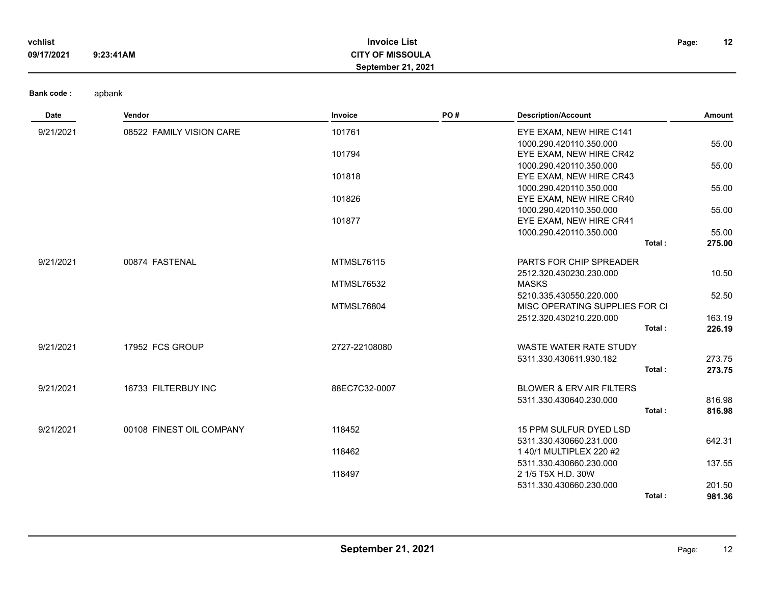**Invoice List**
**CITY OF MISSOULA**
**September 21, 2021**

**Bank code :** apbank

| Date | Vendor | Invoice | PO # | Description/Account | | Amount |
|---|---|---|---|---|---|---|
| 9/21/2021 | 08522 FAMILY VISION CARE | 101761 | | EYE EXAM, NEW HIRE C141 | | |
| | | | | 1000.290.420110.350.000 | | 55.00 |
| | | 101794 | | EYE EXAM, NEW HIRE CR42 | | |
| | | | | 1000.290.420110.350.000 | | 55.00 |
| | | 101818 | | EYE EXAM, NEW HIRE CR43 | | |
| | | | | 1000.290.420110.350.000 | | 55.00 |
| | | 101826 | | EYE EXAM, NEW HIRE CR40 | | |
| | | | | 1000.290.420110.350.000 | | 55.00 |
| | | 101877 | | EYE EXAM, NEW HIRE CR41 | | |
| | | | | 1000.290.420110.350.000 | | 55.00 |
| | | | | | **Total :** | **275.00** |
| 9/21/2021 | 00874 FASTENAL | MTMSL76115 | | PARTS FOR CHIP SPREADER | | |
| | | | | 2512.320.430230.230.000 | | 10.50 |
| | | MTMSL76532 | | MASKS | | |
| | | | | 5210.335.430550.220.000 | | 52.50 |
| | | MTMSL76804 | | MISC OPERATING SUPPLIES FOR CI | | |
| | | | | 2512.320.430210.220.000 | | 163.19 |
| | | | | | **Total :** | **226.19** |
| 9/21/2021 | 17952 FCS GROUP | 2727-22108080 | | WASTE WATER RATE STUDY | | |
| | | | | 5311.330.430611.930.182 | | 273.75 |
| | | | | | **Total :** | **273.75** |
| 9/21/2021 | 16733 FILTERBUY INC | 88EC7C32-0007 | | BLOWER & ERV AIR FILTERS | | |
| | | | | 5311.330.430640.230.000 | | 816.98 |
| | | | | | **Total :** | **816.98** |
| 9/21/2021 | 00108 FINEST OIL COMPANY | 118452 | | 15 PPM SULFUR DYED LSD | | |
| | | | | 5311.330.430660.231.000 | | 642.31 |
| | | 118462 | | 1 40/1 MULTIPLEX 220 #2 | | |
| | | | | 5311.330.430660.230.000 | | 137.55 |
| | | 118497 | | 2 1/5 T5X H.D. 30W | | |
| | | | | 5311.330.430660.230.000 | | 201.50 |
| | | | | | **Total :** | **981.36** |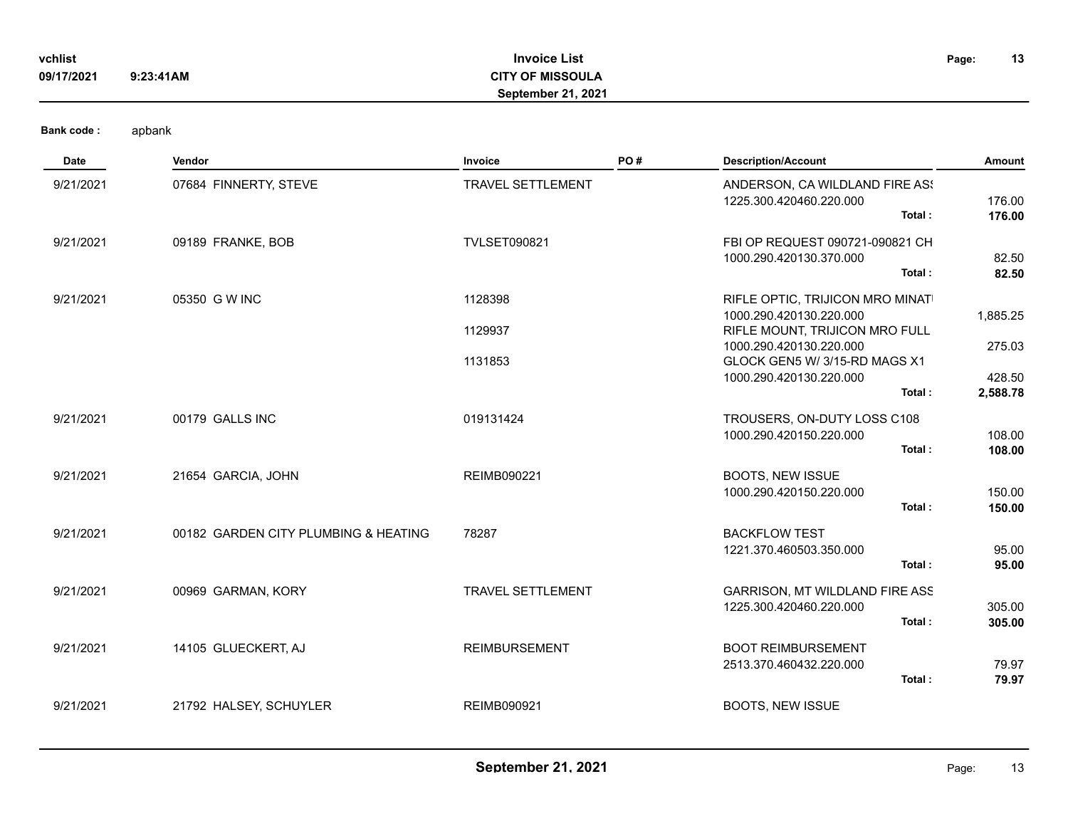**vchlist** **Invoice List**
**09/17/2021** **9:23:41AM** **CITY OF MISSOULA**
**September 21, 2021**

**Bank code :** apbank

| Date | Vendor | Invoice | PO # | Description/Account | Amount |
|---|---|---|---|---|---|
| 9/21/2021 | 07684 FINNERTY, STEVE | TRAVEL SETTLEMENT | | ANDERSON, CA WILDLAND FIRE AS! | |
| | | | | 1225.300.420460.220.000 | 176.00 |
| | | | | **Total :** | **176.00** |
| 9/21/2021 | 09189 FRANKE, BOB | TVLSET090821 | | FBI OP REQUEST 090721-090821 CH | |
| | | | | 1000.290.420130.370.000 | 82.50 |
| | | | | **Total :** | **82.50** |
| 9/21/2021 | 05350 G W INC | 1128398 | | RIFLE OPTIC, TRIJICON MRO MINATI | |
| | | | | 1000.290.420130.220.000 | 1,885.25 |
| | | 1129937 | | RIFLE MOUNT, TRIJICON MRO FULL | |
| | | | | 1000.290.420130.220.000 | 275.03 |
| | | 1131853 | | GLOCK GEN5 W/ 3/15-RD MAGS X1 | |
| | | | | 1000.290.420130.220.000 | 428.50 |
| | | | | **Total :** | **2,588.78** |
| 9/21/2021 | 00179 GALLS INC | 019131424 | | TROUSERS, ON-DUTY LOSS C108 | |
| | | | | 1000.290.420150.220.000 | 108.00 |
| | | | | **Total :** | **108.00** |
| 9/21/2021 | 21654 GARCIA, JOHN | REIMB090221 | | BOOTS, NEW ISSUE | |
| | | | | 1000.290.420150.220.000 | 150.00 |
| | | | | **Total :** | **150.00** |
| 9/21/2021 | 00182 GARDEN CITY PLUMBING & HEATING | 78287 | | BACKFLOW TEST | |
| | | | | 1221.370.460503.350.000 | 95.00 |
| | | | | **Total :** | **95.00** |
| 9/21/2021 | 00969 GARMAN, KORY | TRAVEL SETTLEMENT | | GARRISON, MT WILDLAND FIRE ASS | |
| | | | | 1225.300.420460.220.000 | 305.00 |
| | | | | **Total :** | **305.00** |
| 9/21/2021 | 14105 GLUECKERT, AJ | REIMBURSEMENT | | BOOT REIMBURSEMENT | |
| | | | | 2513.370.460432.220.000 | 79.97 |
| | | | | **Total :** | **79.97** |
| 9/21/2021 | 21792 HALSEY, SCHUYLER | REIMB090921 | | BOOTS, NEW ISSUE | |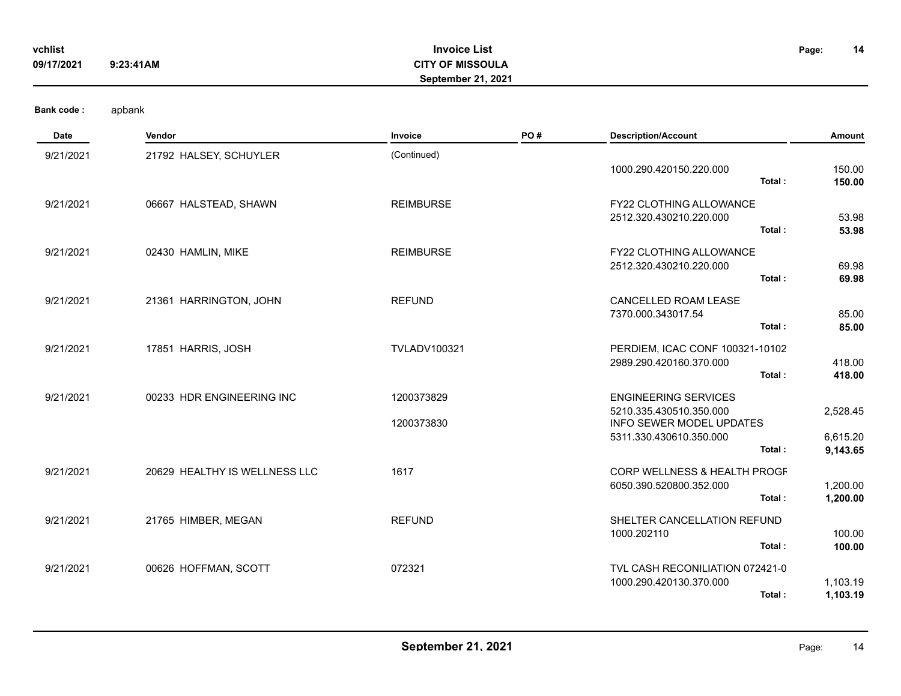# Invoice List

**CITY OF MISSOULA**

**September 21, 2021**

vchlist
09/17/2021 9:23:41AM

**Bank code :** apbank

| Date | Vendor | Invoice | PO # | Description/Account | | Amount |
|---|---|---|---|---|---|---|
| 9/21/2021 | 21792 HALSEY, SCHUYLER | (Continued) | | | | |
| | | | | 1000.290.420150.220.000 | | 150.00 |
| | | | | | **Total :** | **150.00** |
| 9/21/2021 | 06667 HALSTEAD, SHAWN | REIMBURSE | | FY22 CLOTHING ALLOWANCE | | |
| | | | | 2512.320.430210.220.000 | | 53.98 |
| | | | | | **Total :** | **53.98** |
| 9/21/2021 | 02430 HAMLIN, MIKE | REIMBURSE | | FY22 CLOTHING ALLOWANCE | | |
| | | | | 2512.320.430210.220.000 | | 69.98 |
| | | | | | **Total :** | **69.98** |
| 9/21/2021 | 21361 HARRINGTON, JOHN | REFUND | | CANCELLED ROAM LEASE | | |
| | | | | 7370.000.343017.54 | | 85.00 |
| | | | | | **Total :** | **85.00** |
| 9/21/2021 | 17851 HARRIS, JOSH | TVLADV100321 | | PERDIEM, ICAC CONF 100321-10102 | | |
| | | | | 2989.290.420160.370.000 | | 418.00 |
| | | | | | **Total :** | **418.00** |
| 9/21/2021 | 00233 HDR ENGINEERING INC | 1200373829 | | ENGINEERING SERVICES | | |
| | | | | 5210.335.430510.350.000 | | 2,528.45 |
| | | 1200373830 | | INFO SEWER MODEL UPDATES | | |
| | | | | 5311.330.430610.350.000 | | 6,615.20 |
| | | | | | **Total :** | **9,143.65** |
| 9/21/2021 | 20629 HEALTHY IS WELLNESS LLC | 1617 | | CORP WELLNESS & HEALTH PROGF | | |
| | | | | 6050.390.520800.352.000 | | 1,200.00 |
| | | | | | **Total :** | **1,200.00** |
| 9/21/2021 | 21765 HIMBER, MEGAN | REFUND | | SHELTER CANCELLATION REFUND | | |
| | | | | 1000.202110 | | 100.00 |
| | | | | | **Total :** | **100.00** |
| 9/21/2021 | 00626 HOFFMAN, SCOTT | 072321 | | TVL CASH RECONILIATION 072421-0 | | |
| | | | | 1000.290.420130.370.000 | | 1,103.19 |
| | | | | | **Total :** | **1,103.19** |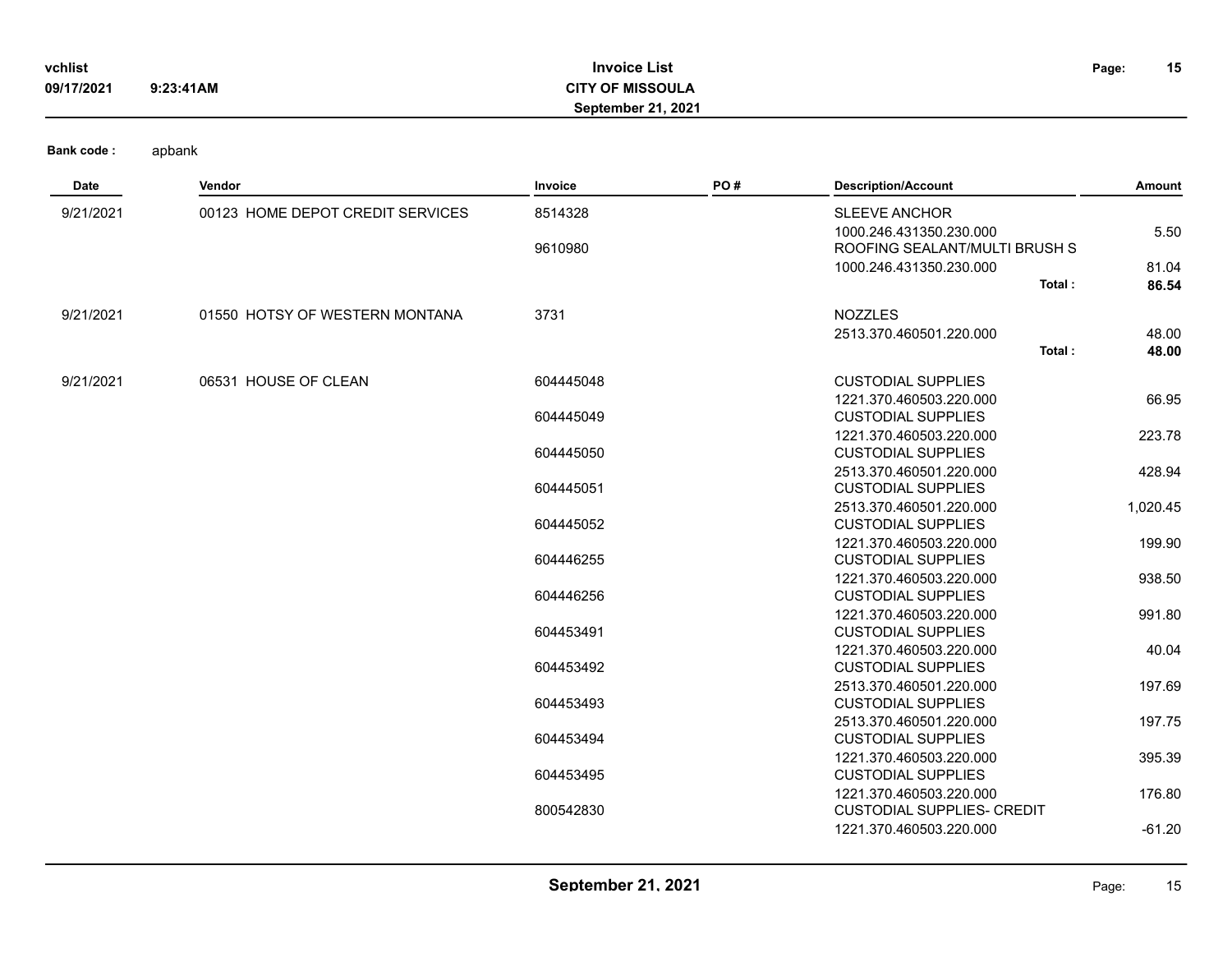**Bank code :** apbank

| Date | Vendor | Invoice | PO # | Description/Account | Amount |
|---|---|---|---|---|---|
| 9/21/2021 | 00123 HOME DEPOT CREDIT SERVICES | 8514328 | | SLEEVE ANCHOR | |
| | | | | 1000.246.431350.230.000 | 5.50 |
| | | 9610980 | | ROOFING SEALANT/MULTI BRUSH S | |
| | | | | 1000.246.431350.230.000 | 81.04 |
| | | | | **Total :** | **86.54** |
| 9/21/2021 | 01550 HOTSY OF WESTERN MONTANA | 3731 | | NOZZLES | |
| | | | | 2513.370.460501.220.000 | 48.00 |
| | | | | **Total :** | **48.00** |
| 9/21/2021 | 06531 HOUSE OF CLEAN | 604445048 | | CUSTODIAL SUPPLIES | |
| | | | | 1221.370.460503.220.000 | 66.95 |
| | | 604445049 | | CUSTODIAL SUPPLIES | |
| | | | | 1221.370.460503.220.000 | 223.78 |
| | | 604445050 | | CUSTODIAL SUPPLIES | |
| | | | | 2513.370.460501.220.000 | 428.94 |
| | | 604445051 | | CUSTODIAL SUPPLIES | |
| | | | | 2513.370.460501.220.000 | 1,020.45 |
| | | 604445052 | | CUSTODIAL SUPPLIES | |
| | | | | 1221.370.460503.220.000 | 199.90 |
| | | 604446255 | | CUSTODIAL SUPPLIES | |
| | | | | 1221.370.460503.220.000 | 938.50 |
| | | 604446256 | | CUSTODIAL SUPPLIES | |
| | | | | 1221.370.460503.220.000 | 991.80 |
| | | 604453491 | | CUSTODIAL SUPPLIES | |
| | | | | 1221.370.460503.220.000 | 40.04 |
| | | 604453492 | | CUSTODIAL SUPPLIES | |
| | | | | 2513.370.460501.220.000 | 197.69 |
| | | 604453493 | | CUSTODIAL SUPPLIES | |
| | | | | 2513.370.460501.220.000 | 197.75 |
| | | 604453494 | | CUSTODIAL SUPPLIES | |
| | | | | 1221.370.460503.220.000 | 395.39 |
| | | 604453495 | | CUSTODIAL SUPPLIES | |
| | | | | 1221.370.460503.220.000 | 176.80 |
| | | 800542830 | | CUSTODIAL SUPPLIES- CREDIT | |
| | | | | 1221.370.460503.220.000 | -61.20 |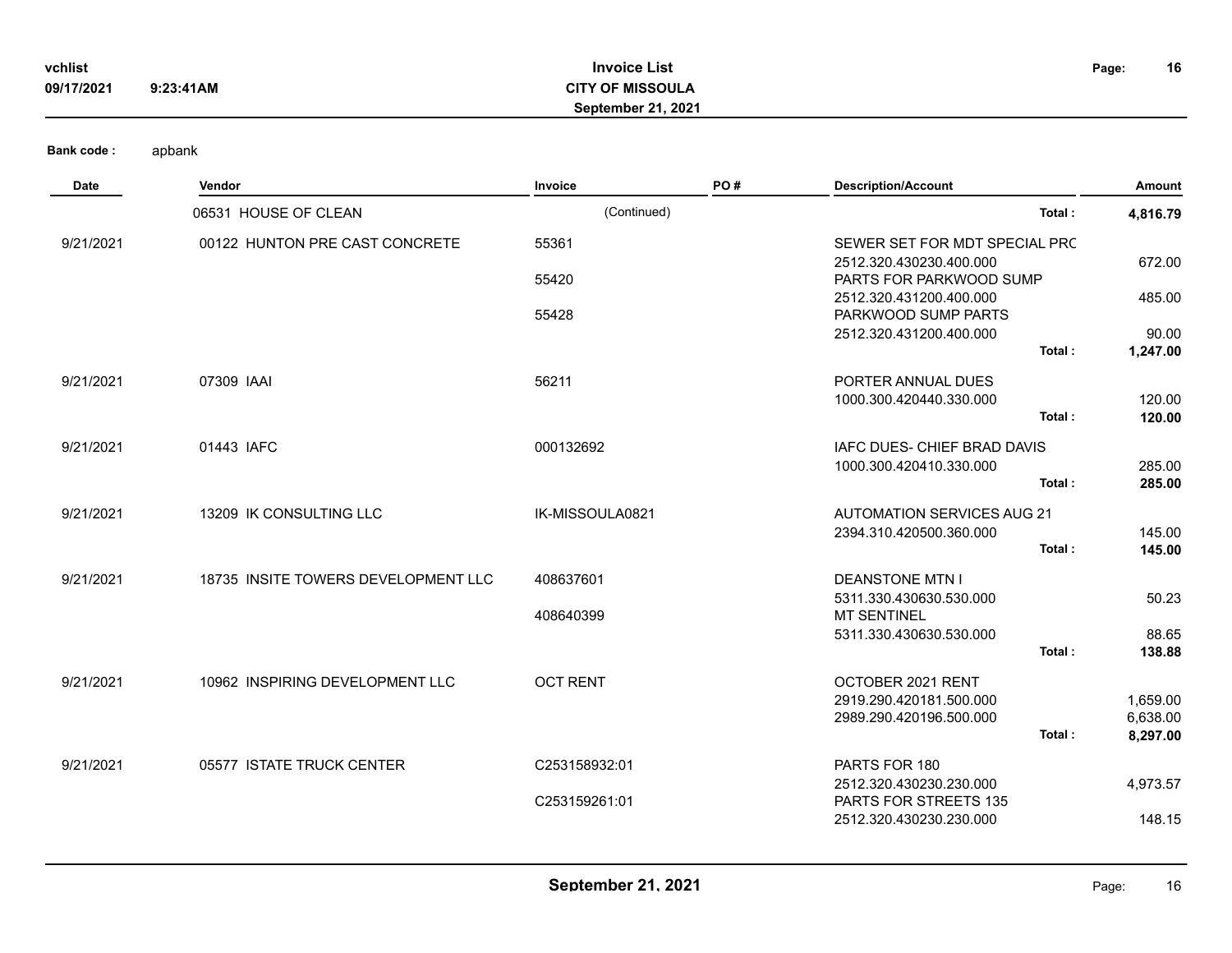**Bank code :** apbank

| Date | Vendor | Invoice | PO # | Description/Account | | Amount |
|---|---|---|---|---|---|---|
| | 06531 HOUSE OF CLEAN | (Continued) | | | Total : | **4,816.79** |
| 9/21/2021 | 00122 HUNTON PRE CAST CONCRETE | 55361 | | SEWER SET FOR MDT SPECIAL PRC | | |
| | | | | 2512.320.430230.400.000 | | 672.00 |
| | | 55420 | | PARTS FOR PARKWOOD SUMP | | |
| | | | | 2512.320.431200.400.000 | | 485.00 |
| | | 55428 | | PARKWOOD SUMP PARTS | | |
| | | | | 2512.320.431200.400.000 | | 90.00 |
| | | | | | Total : | **1,247.00** |
| 9/21/2021 | 07309 IAAI | 56211 | | PORTER ANNUAL DUES | | |
| | | | | 1000.300.420440.330.000 | | 120.00 |
| | | | | | Total : | **120.00** |
| 9/21/2021 | 01443 IAFC | 000132692 | | IAFC DUES- CHIEF BRAD DAVIS | | |
| | | | | 1000.300.420410.330.000 | | 285.00 |
| | | | | | Total : | **285.00** |
| 9/21/2021 | 13209 IK CONSULTING LLC | IK-MISSOULA0821 | | AUTOMATION SERVICES AUG 21 | | |
| | | | | 2394.310.420500.360.000 | | 145.00 |
| | | | | | Total : | **145.00** |
| 9/21/2021 | 18735 INSITE TOWERS DEVELOPMENT LLC | 408637601 | | DEANSTONE MTN I | | |
| | | | | 5311.330.430630.530.000 | | 50.23 |
| | | 408640399 | | MT SENTINEL | | |
| | | | | 5311.330.430630.530.000 | | 88.65 |
| | | | | | Total : | **138.88** |
| 9/21/2021 | 10962 INSPIRING DEVELOPMENT LLC | OCT RENT | | OCTOBER 2021 RENT | | |
| | | | | 2919.290.420181.500.000 | | 1,659.00 |
| | | | | 2989.290.420196.500.000 | | 6,638.00 |
| | | | | | Total : | **8,297.00** |
| 9/21/2021 | 05577 ISTATE TRUCK CENTER | C253158932:01 | | PARTS FOR 180 | | |
| | | | | 2512.320.430230.230.000 | | 4,973.57 |
| | | C253159261:01 | | PARTS FOR STREETS 135 | | |
| | | | | 2512.320.430230.230.000 | | 148.15 |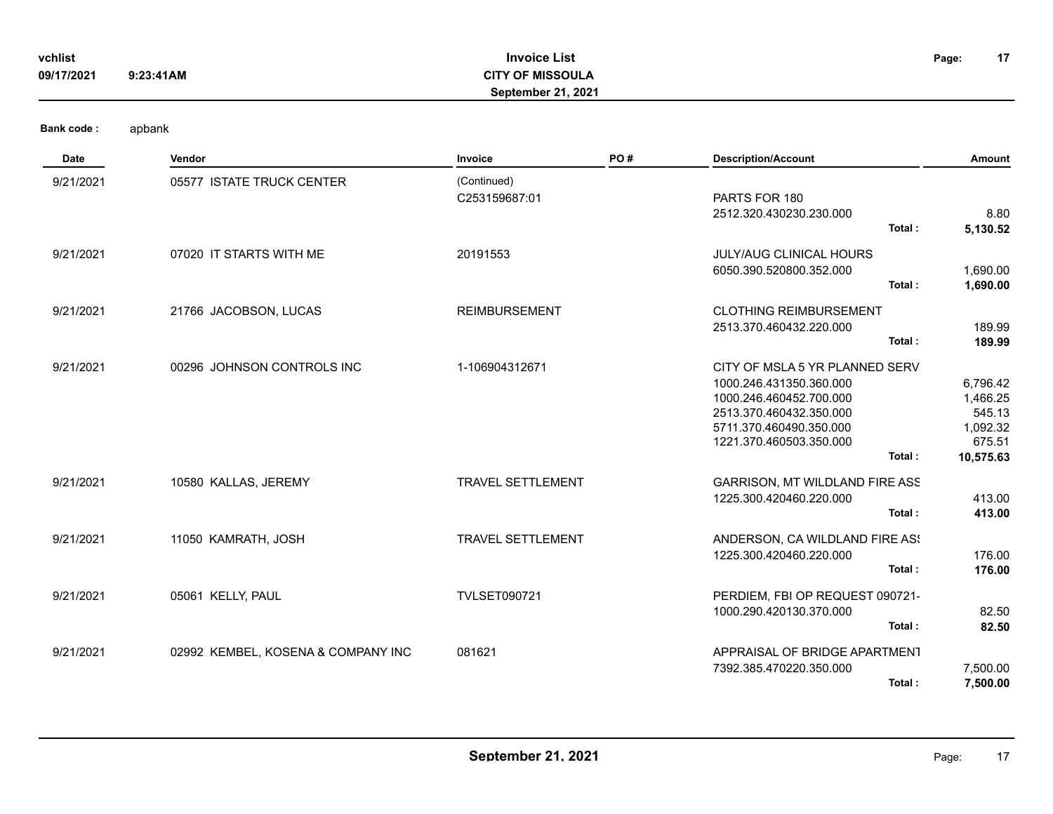**Bank code :** apbank

| Date | Vendor | Invoice | PO # | Description/Account | | Amount |
|---|---|---|---|---|---|---|
| 9/21/2021 | 05577 ISTATE TRUCK CENTER | (Continued) | | | | |
| | | C253159687:01 | | PARTS FOR 180 | | |
| | | | | 2512.320.430230.230.000 | | 8.80 |
| | | | | | **Total :** | **5,130.52** |
| 9/21/2021 | 07020 IT STARTS WITH ME | 20191553 | | JULY/AUG CLINICAL HOURS | | |
| | | | | 6050.390.520800.352.000 | | 1,690.00 |
| | | | | | **Total :** | **1,690.00** |
| 9/21/2021 | 21766 JACOBSON, LUCAS | REIMBURSEMENT | | CLOTHING REIMBURSEMENT | | |
| | | | | 2513.370.460432.220.000 | | 189.99 |
| | | | | | **Total :** | **189.99** |
| 9/21/2021 | 00296 JOHNSON CONTROLS INC | 1-106904312671 | | CITY OF MSLA 5 YR PLANNED SERV | | |
| | | | | 1000.246.431350.360.000 | | 6,796.42 |
| | | | | 1000.246.460452.700.000 | | 1,466.25 |
| | | | | 2513.370.460432.350.000 | | 545.13 |
| | | | | 5711.370.460490.350.000 | | 1,092.32 |
| | | | | 1221.370.460503.350.000 | | 675.51 |
| | | | | | **Total :** | **10,575.63** |
| 9/21/2021 | 10580 KALLAS, JEREMY | TRAVEL SETTLEMENT | | GARRISON, MT WILDLAND FIRE ASS | | |
| | | | | 1225.300.420460.220.000 | | 413.00 |
| | | | | | **Total :** | **413.00** |
| 9/21/2021 | 11050 KAMRATH, JOSH | TRAVEL SETTLEMENT | | ANDERSON, CA WILDLAND FIRE ASS | | |
| | | | | 1225.300.420460.220.000 | | 176.00 |
| | | | | | **Total :** | **176.00** |
| 9/21/2021 | 05061 KELLY, PAUL | TVLSET090721 | | PERDIEM, FBI OP REQUEST 090721- | | |
| | | | | 1000.290.420130.370.000 | | 82.50 |
| | | | | | **Total :** | **82.50** |
| 9/21/2021 | 02992 KEMBEL, KOSENA & COMPANY INC | 081621 | | APPRAISAL OF BRIDGE APARTMENT | | |
| | | | | 7392.385.470220.350.000 | | 7,500.00 |
| | | | | | **Total :** | **7,500.00** |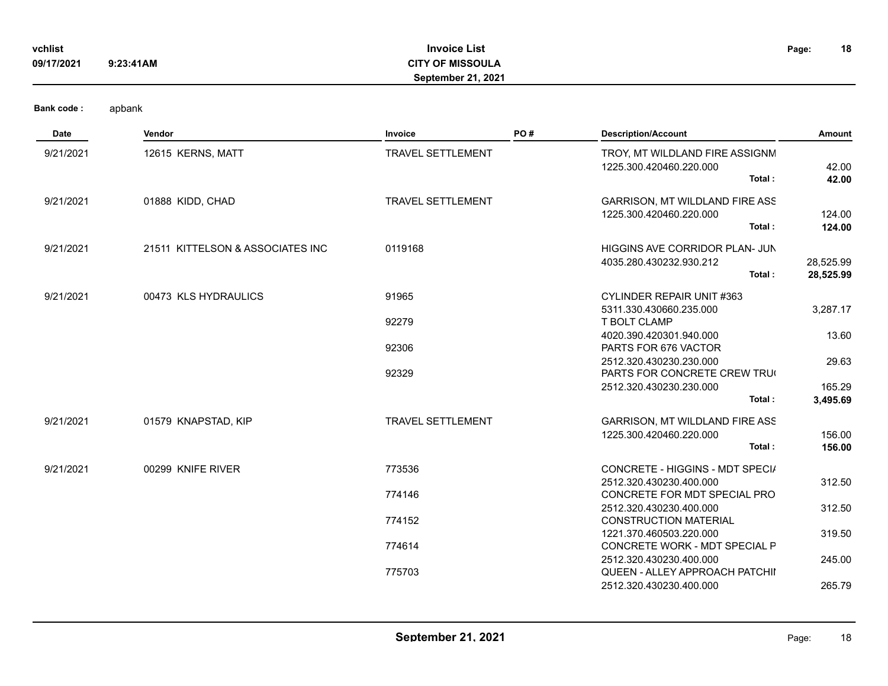Bank code : apbank

| Date | Vendor | Invoice | PO # | Description/Account | Amount |
|---|---|---|---|---|---|
| 9/21/2021 | 12615 KERNS, MATT | TRAVEL SETTLEMENT | | TROY, MT WILDLAND FIRE ASSIGNM | |
| | | | | 1225.300.420460.220.000 | 42.00 |
| | | | | **Total :** | **42.00** |
| 9/21/2021 | 01888 KIDD, CHAD | TRAVEL SETTLEMENT | | GARRISON, MT WILDLAND FIRE ASS | |
| | | | | 1225.300.420460.220.000 | 124.00 |
| | | | | **Total :** | **124.00** |
| 9/21/2021 | 21511 KITTELSON & ASSOCIATES INC | 0119168 | | HIGGINS AVE CORRIDOR PLAN- JUN | |
| | | | | 4035.280.430232.930.212 | 28,525.99 |
| | | | | **Total :** | **28,525.99** |
| 9/21/2021 | 00473 KLS HYDRAULICS | 91965 | | CYLINDER REPAIR UNIT #363 | |
| | | | | 5311.330.430660.235.000 | 3,287.17 |
| | | 92279 | | T BOLT CLAMP | |
| | | | | 4020.390.420301.940.000 | 13.60 |
| | | 92306 | | PARTS FOR 676 VACTOR | |
| | | | | 2512.320.430230.230.000 | 29.63 |
| | | 92329 | | PARTS FOR CONCRETE CREW TRU( | |
| | | | | 2512.320.430230.230.000 | 165.29 |
| | | | | **Total :** | **3,495.69** |
| 9/21/2021 | 01579 KNAPSTAD, KIP | TRAVEL SETTLEMENT | | GARRISON, MT WILDLAND FIRE ASS | |
| | | | | 1225.300.420460.220.000 | 156.00 |
| | | | | **Total :** | **156.00** |
| 9/21/2021 | 00299 KNIFE RIVER | 773536 | | CONCRETE - HIGGINS - MDT SPECI/ | |
| | | | | 2512.320.430230.400.000 | 312.50 |
| | | 774146 | | CONCRETE FOR MDT SPECIAL PRO | |
| | | | | 2512.320.430230.400.000 | 312.50 |
| | | 774152 | | CONSTRUCTION MATERIAL | |
| | | | | 1221.370.460503.220.000 | 319.50 |
| | | 774614 | | CONCRETE WORK - MDT SPECIAL P | |
| | | | | 2512.320.430230.400.000 | 245.00 |
| | | 775703 | | QUEEN - ALLEY APPROACH PATCHII | |
| | | | | 2512.320.430230.400.000 | 265.79 |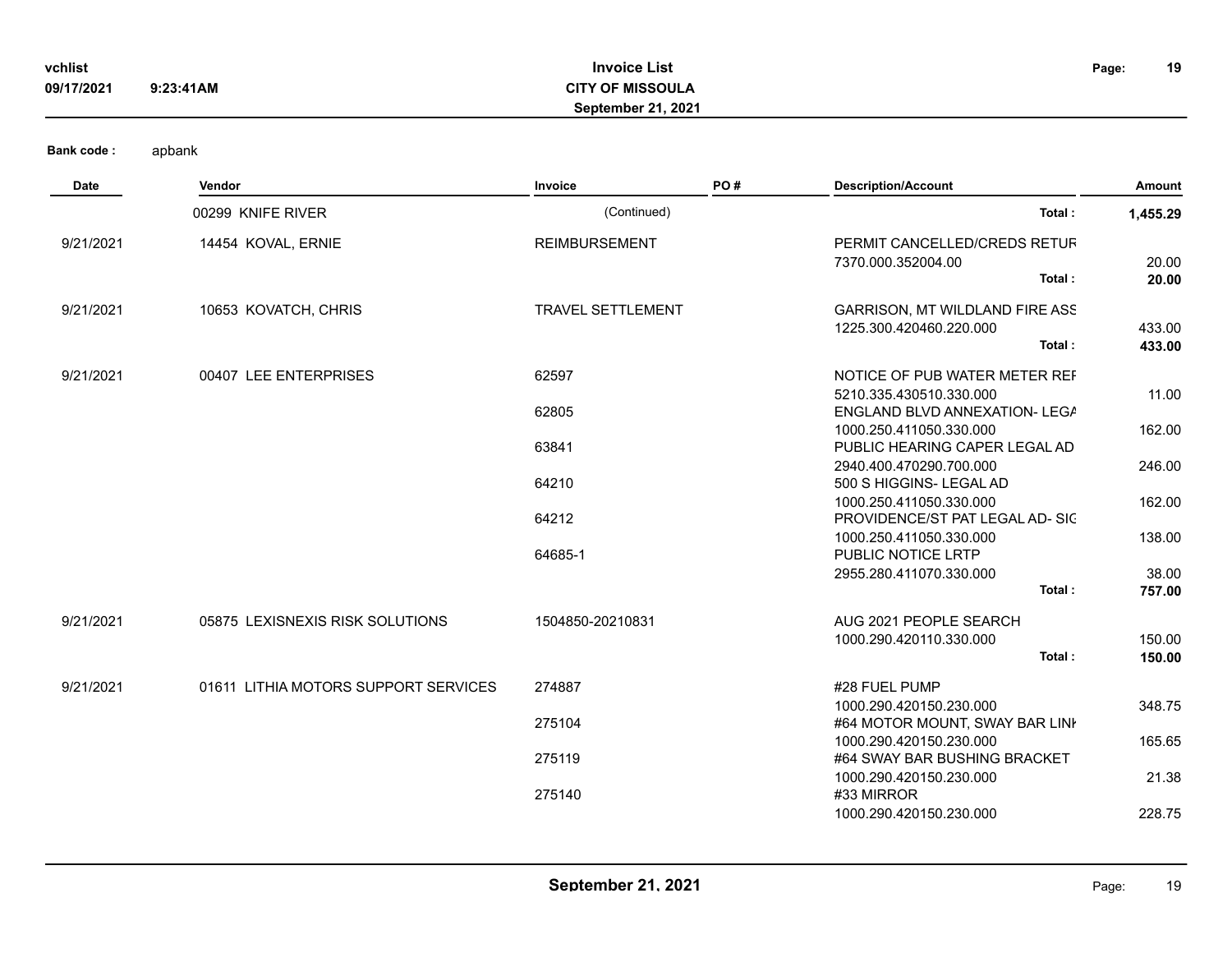**vchlist** **Invoice List**
**09/17/2021 9:23:41AM** **CITY OF MISSOULA**
**September 21, 2021**

**Bank code :** apbank

| Date | Vendor | Invoice | PO # | Description/Account | Amount |
|---|---|---|---|---|---|
| | 00299 KNIFE RIVER | (Continued) | | **Total :** | **1,455.29** |
| 9/21/2021 | 14454 KOVAL, ERNIE | REIMBURSEMENT | | PERMIT CANCELLED/CREDS RETUR | |
| | | | | 7370.000.352004.00 | 20.00 |
| | | | | **Total :** | **20.00** |
| 9/21/2021 | 10653 KOVATCH, CHRIS | TRAVEL SETTLEMENT | | GARRISON, MT WILDLAND FIRE ASS | |
| | | | | 1225.300.420460.220.000 | 433.00 |
| | | | | **Total :** | **433.00** |
| 9/21/2021 | 00407 LEE ENTERPRISES | 62597 | | NOTICE OF PUB WATER METER REF | |
| | | | | 5210.335.430510.330.000 | 11.00 |
| | | 62805 | | ENGLAND BLVD ANNEXATION- LEGA | |
| | | | | 1000.250.411050.330.000 | 162.00 |
| | | 63841 | | PUBLIC HEARING CAPER LEGAL AD | |
| | | | | 2940.400.470290.700.000 | 246.00 |
| | | 64210 | | 500 S HIGGINS- LEGAL AD | |
| | | | | 1000.250.411050.330.000 | 162.00 |
| | | 64212 | | PROVIDENCE/ST PAT LEGAL AD- SIG | |
| | | | | 1000.250.411050.330.000 | 138.00 |
| | | 64685-1 | | PUBLIC NOTICE LRTP | |
| | | | | 2955.280.411070.330.000 | 38.00 |
| | | | | **Total :** | **757.00** |
| 9/21/2021 | 05875 LEXISNEXIS RISK SOLUTIONS | 1504850-20210831 | | AUG 2021 PEOPLE SEARCH | |
| | | | | 1000.290.420110.330.000 | 150.00 |
| | | | | **Total :** | **150.00** |
| 9/21/2021 | 01611 LITHIA MOTORS SUPPORT SERVICES | 274887 | | #28 FUEL PUMP | |
| | | | | 1000.290.420150.230.000 | 348.75 |
| | | 275104 | | #64 MOTOR MOUNT, SWAY BAR LINK | |
| | | | | 1000.290.420150.230.000 | 165.65 |
| | | 275119 | | #64 SWAY BAR BUSHING BRACKET | |
| | | | | 1000.290.420150.230.000 | 21.38 |
| | | 275140 | | #33 MIRROR | |
| | | | | 1000.290.420150.230.000 | 228.75 |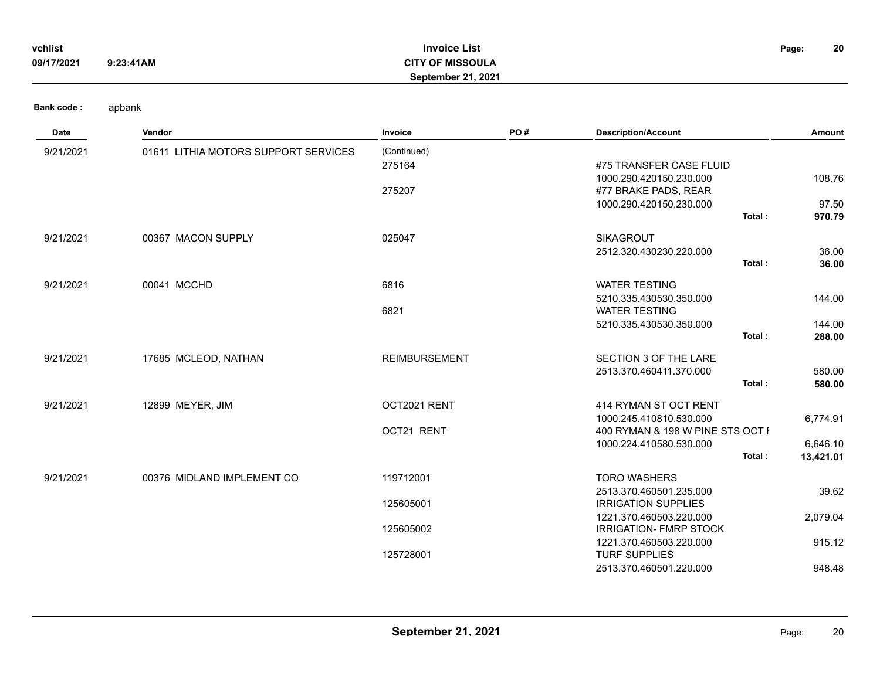**Invoice List**
**CITY OF MISSOULA**
**September 21, 2021**

**Bank code :** apbank

| Date | Vendor | Invoice | PO # | Description/Account | Amount |
|---|---|---|---|---|---|
| 9/21/2021 | 01611 LITHIA MOTORS SUPPORT SERVICES | (Continued) | | | |
| | | 275164 | | #75 TRANSFER CASE FLUID | |
| | | | | 1000.290.420150.230.000 | 108.76 |
| | | 275207 | | #77 BRAKE PADS, REAR | |
| | | | | 1000.290.420150.230.000 | 97.50 |
| | | | | **Total :** | **970.79** |
| 9/21/2021 | 00367 MACON SUPPLY | 025047 | | SIKAGROUT | |
| | | | | 2512.320.430230.220.000 | 36.00 |
| | | | | **Total :** | **36.00** |
| 9/21/2021 | 00041 MCCHD | 6816 | | WATER TESTING | |
| | | | | 5210.335.430530.350.000 | 144.00 |
| | | 6821 | | WATER TESTING | |
| | | | | 5210.335.430530.350.000 | 144.00 |
| | | | | **Total :** | **288.00** |
| 9/21/2021 | 17685 MCLEOD, NATHAN | REIMBURSEMENT | | SECTION 3 OF THE LARE | |
| | | | | 2513.370.460411.370.000 | 580.00 |
| | | | | **Total :** | **580.00** |
| 9/21/2021 | 12899 MEYER, JIM | OCT2021 RENT | | 414 RYMAN ST OCT RENT | |
| | | | | 1000.245.410810.530.000 | 6,774.91 |
| | | OCT21 RENT | | 400 RYMAN & 198 W PINE STS OCT I | |
| | | | | 1000.224.410580.530.000 | 6,646.10 |
| | | | | **Total :** | **13,421.01** |
| 9/21/2021 | 00376 MIDLAND IMPLEMENT CO | 119712001 | | TORO WASHERS | |
| | | | | 2513.370.460501.235.000 | 39.62 |
| | | 125605001 | | IRRIGATION SUPPLIES | |
| | | | | 1221.370.460503.220.000 | 2,079.04 |
| | | 125605002 | | IRRIGATION- FMRP STOCK | |
| | | | | 1221.370.460503.220.000 | 915.12 |
| | | 125728001 | | TURF SUPPLIES | |
| | | | | 2513.370.460501.220.000 | 948.48 |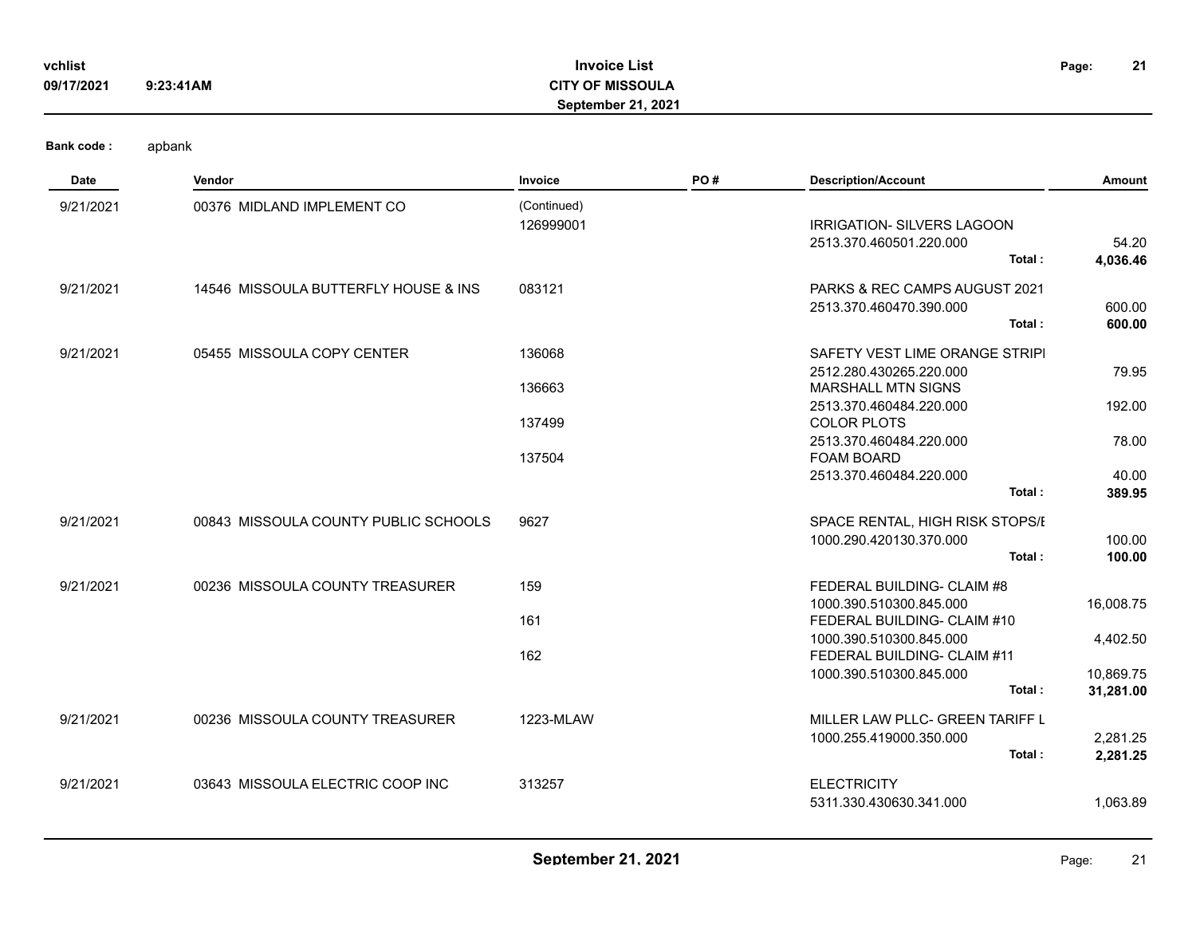**Invoice List**
**CITY OF MISSOULA**
**September 21, 2021**

vchlist
09/17/2021 9:23:41AM

**Bank code :** apbank

| Date | Vendor | Invoice | PO # | Description/Account | Amount |
|---|---|---|---|---|---|
| 9/21/2021 | 00376 MIDLAND IMPLEMENT CO | (Continued) | | | |
| | | 126999001 | | IRRIGATION- SILVERS LAGOON | |
| | | | | 2513.370.460501.220.000 | 54.20 |
| | | | | **Total :** | **4,036.46** |
| 9/21/2021 | 14546 MISSOULA BUTTERFLY HOUSE & INS | 083121 | | PARKS & REC CAMPS AUGUST 2021 | |
| | | | | 2513.370.460470.390.000 | 600.00 |
| | | | | **Total :** | **600.00** |
| 9/21/2021 | 05455 MISSOULA COPY CENTER | 136068 | | SAFETY VEST LIME ORANGE STRIPI | |
| | | | | 2512.280.430265.220.000 | 79.95 |
| | | 136663 | | MARSHALL MTN SIGNS | |
| | | | | 2513.370.460484.220.000 | 192.00 |
| | | 137499 | | COLOR PLOTS | |
| | | | | 2513.370.460484.220.000 | 78.00 |
| | | 137504 | | FOAM BOARD | |
| | | | | 2513.370.460484.220.000 | 40.00 |
| | | | | **Total :** | **389.95** |
| 9/21/2021 | 00843 MISSOULA COUNTY PUBLIC SCHOOLS | 9627 | | SPACE RENTAL, HIGH RISK STOPS/E | |
| | | | | 1000.290.420130.370.000 | 100.00 |
| | | | | **Total :** | **100.00** |
| 9/21/2021 | 00236 MISSOULA COUNTY TREASURER | 159 | | FEDERAL BUILDING- CLAIM #8 | |
| | | | | 1000.390.510300.845.000 | 16,008.75 |
| | | 161 | | FEDERAL BUILDING- CLAIM #10 | |
| | | | | 1000.390.510300.845.000 | 4,402.50 |
| | | 162 | | FEDERAL BUILDING- CLAIM #11 | |
| | | | | 1000.390.510300.845.000 | 10,869.75 |
| | | | | **Total :** | **31,281.00** |
| 9/21/2021 | 00236 MISSOULA COUNTY TREASURER | 1223-MLAW | | MILLER LAW PLLC- GREEN TARIFF L | |
| | | | | 1000.255.419000.350.000 | 2,281.25 |
| | | | | **Total :** | **2,281.25** |
| 9/21/2021 | 03643 MISSOULA ELECTRIC COOP INC | 313257 | | ELECTRICITY | |
| | | | | 5311.330.430630.341.000 | 1,063.89 |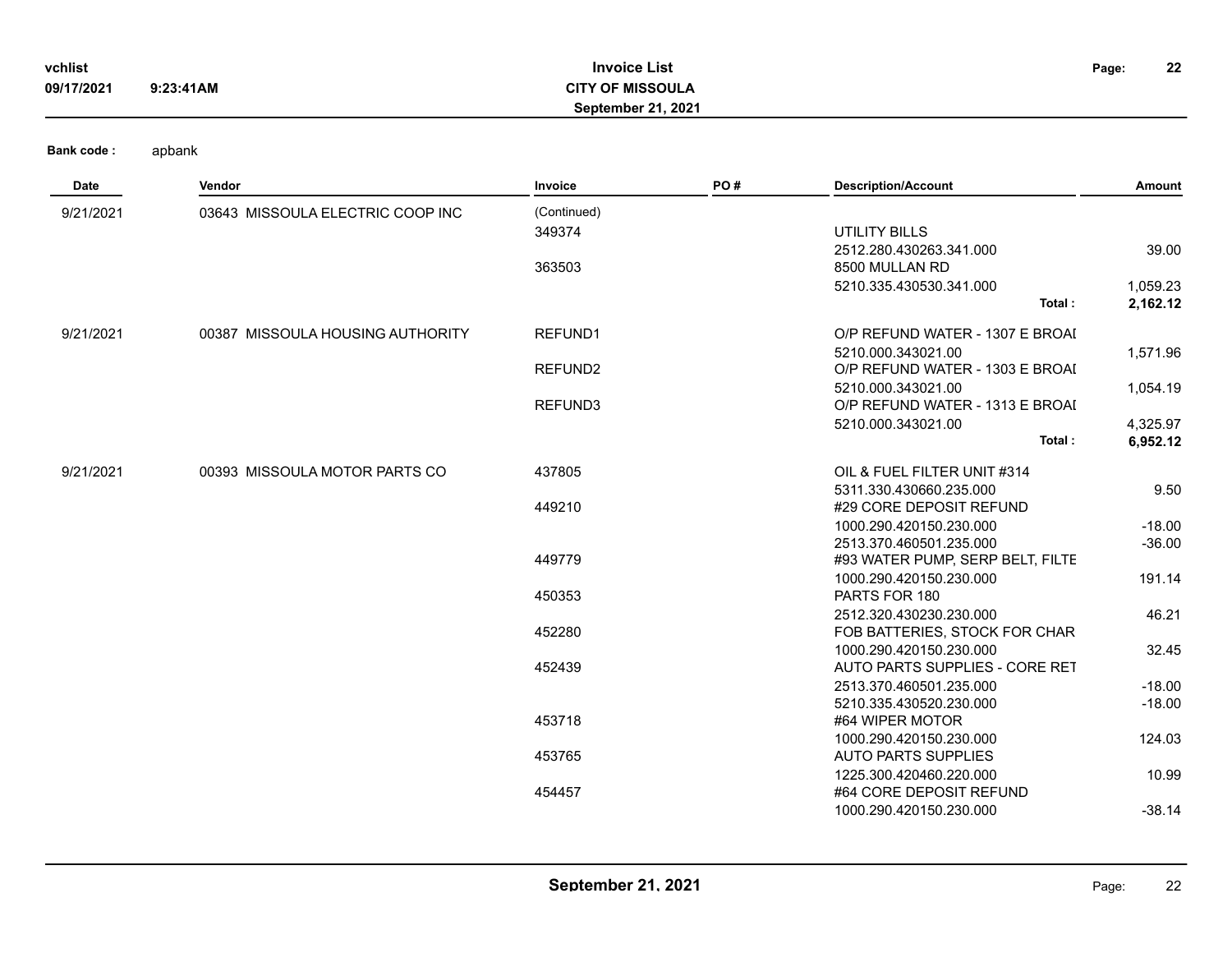**Bank code :** apbank

| Date | Vendor | Invoice | PO # | Description/Account | Amount |
|---|---|---|---|---|---|
| 9/21/2021 | 03643 MISSOULA ELECTRIC COOP INC | (Continued) | | | |
| | | 349374 | | UTILITY BILLS | |
| | | | | 2512.280.430263.341.000 | 39.00 |
| | | 363503 | | 8500 MULLAN RD | |
| | | | | 5210.335.430530.341.000 | 1,059.23 |
| | | | | **Total :** | **2,162.12** |
| 9/21/2021 | 00387 MISSOULA HOUSING AUTHORITY | REFUND1 | | O/P REFUND WATER - 1307 E BROAI | |
| | | | | 5210.000.343021.00 | 1,571.96 |
| | | REFUND2 | | O/P REFUND WATER - 1303 E BROAI | |
| | | | | 5210.000.343021.00 | 1,054.19 |
| | | REFUND3 | | O/P REFUND WATER - 1313 E BROAI | |
| | | | | 5210.000.343021.00 | 4,325.97 |
| | | | | **Total :** | **6,952.12** |
| 9/21/2021 | 00393 MISSOULA MOTOR PARTS CO | 437805 | | OIL & FUEL FILTER UNIT #314 | |
| | | | | 5311.330.430660.235.000 | 9.50 |
| | | 449210 | | #29 CORE DEPOSIT REFUND | |
| | | | | 1000.290.420150.230.000 | -18.00 |
| | | | | 2513.370.460501.235.000 | -36.00 |
| | | 449779 | | #93 WATER PUMP, SERP BELT, FILTE | |
| | | | | 1000.290.420150.230.000 | 191.14 |
| | | 450353 | | PARTS FOR 180 | |
| | | | | 2512.320.430230.230.000 | 46.21 |
| | | 452280 | | FOB BATTERIES, STOCK FOR CHAR | |
| | | | | 1000.290.420150.230.000 | 32.45 |
| | | 452439 | | AUTO PARTS SUPPLIES - CORE RET | |
| | | | | 2513.370.460501.235.000 | -18.00 |
| | | | | 5210.335.430520.230.000 | -18.00 |
| | | 453718 | | #64 WIPER MOTOR | |
| | | | | 1000.290.420150.230.000 | 124.03 |
| | | 453765 | | AUTO PARTS SUPPLIES | |
| | | | | 1225.300.420460.220.000 | 10.99 |
| | | 454457 | | #64 CORE DEPOSIT REFUND | |
| | | | | 1000.290.420150.230.000 | -38.14 |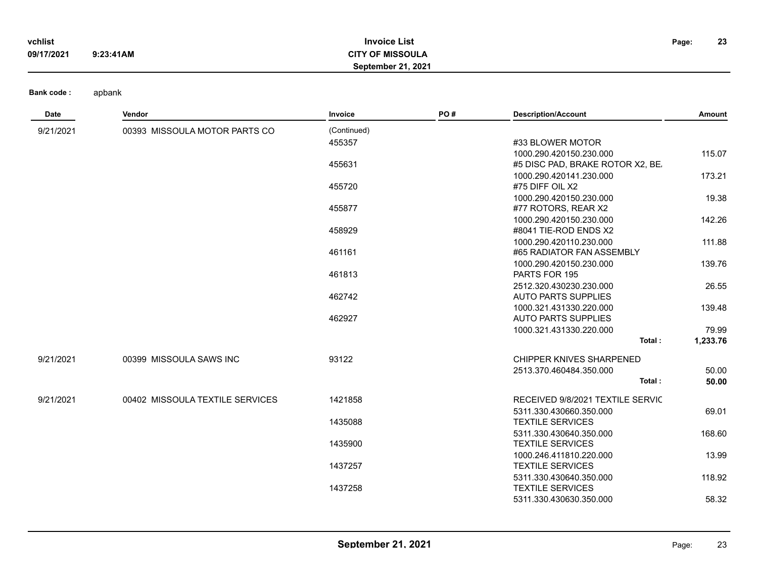**Invoice List**
**CITY OF MISSOULA**
**September 21, 2021**

vchlist
09/17/2021 9:23:41AM

**Bank code :** apbank

| Date | Vendor | Invoice | PO # | Description/Account | Amount |
|---|---|---|---|---|---|
| 9/21/2021 | 00393 MISSOULA MOTOR PARTS CO | (Continued) | | | |
| | | 455357 | | #33 BLOWER MOTOR | |
| | | | | 1000.290.420150.230.000 | 115.07 |
| | | 455631 | | #5 DISC PAD, BRAKE ROTOR X2, BE. | |
| | | | | 1000.290.420141.230.000 | 173.21 |
| | | 455720 | | #75 DIFF OIL X2 | |
| | | | | 1000.290.420150.230.000 | 19.38 |
| | | 455877 | | #77 ROTORS, REAR X2 | |
| | | | | 1000.290.420150.230.000 | 142.26 |
| | | 458929 | | #8041 TIE-ROD ENDS X2 | |
| | | | | 1000.290.420110.230.000 | 111.88 |
| | | 461161 | | #65 RADIATOR FAN ASSEMBLY | |
| | | | | 1000.290.420150.230.000 | 139.76 |
| | | 461813 | | PARTS FOR 195 | |
| | | | | 2512.320.430230.230.000 | 26.55 |
| | | 462742 | | AUTO PARTS SUPPLIES | |
| | | | | 1000.321.431330.220.000 | 139.48 |
| | | 462927 | | AUTO PARTS SUPPLIES | |
| | | | | 1000.321.431330.220.000 | 79.99 |
| | | | | **Total :** | **1,233.76** |
| 9/21/2021 | 00399 MISSOULA SAWS INC | 93122 | | CHIPPER KNIVES SHARPENED | |
| | | | | 2513.370.460484.350.000 | 50.00 |
| | | | | **Total :** | **50.00** |
| 9/21/2021 | 00402 MISSOULA TEXTILE SERVICES | 1421858 | | RECEIVED 9/8/2021 TEXTILE SERVIC | |
| | | | | 5311.330.430660.350.000 | 69.01 |
| | | 1435088 | | TEXTILE SERVICES | |
| | | | | 5311.330.430640.350.000 | 168.60 |
| | | 1435900 | | TEXTILE SERVICES | |
| | | | | 1000.246.411810.220.000 | 13.99 |
| | | 1437257 | | TEXTILE SERVICES | |
| | | | | 5311.330.430640.350.000 | 118.92 |
| | | 1437258 | | TEXTILE SERVICES | |
| | | | | 5311.330.430630.350.000 | 58.32 |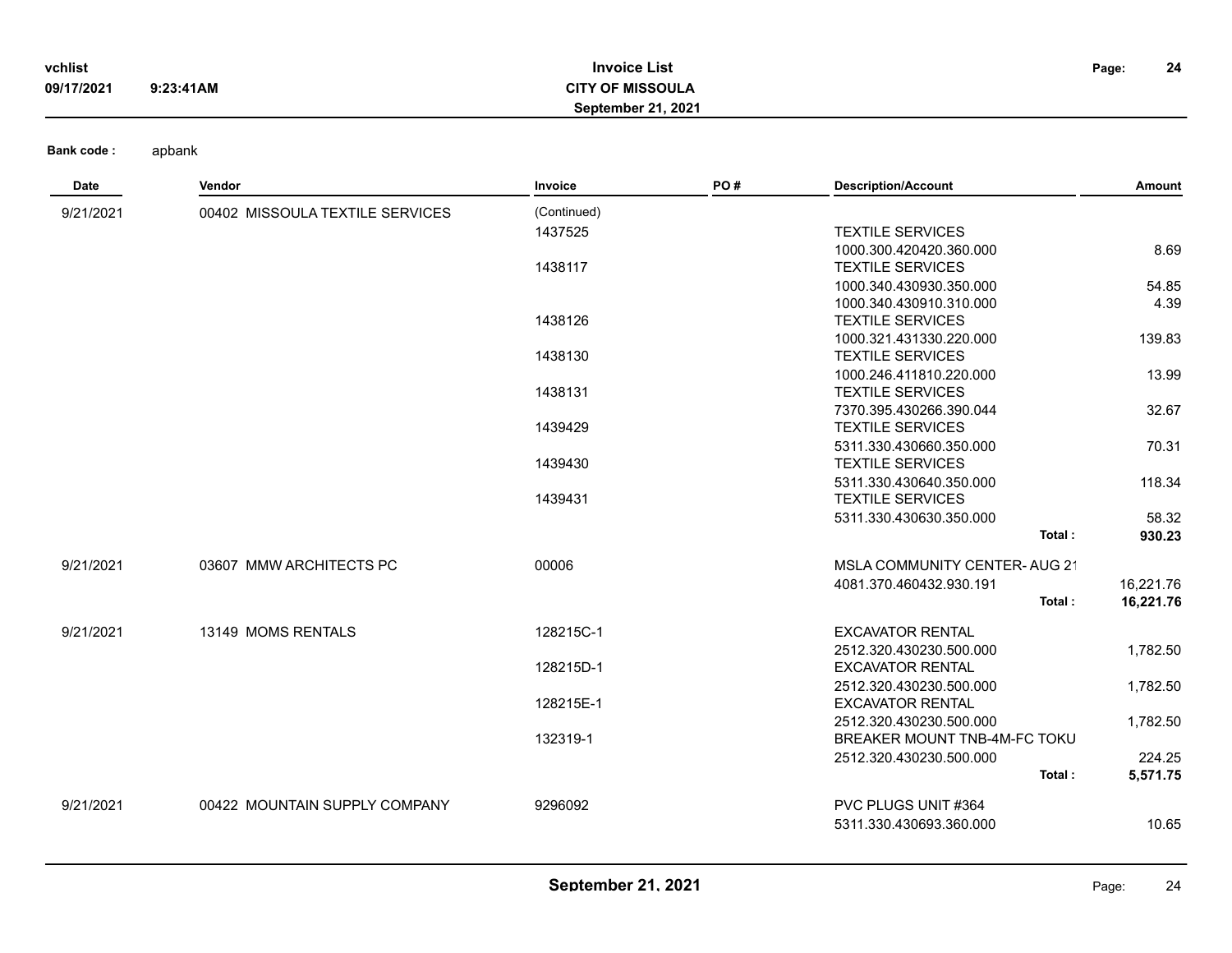**Invoice List**
**CITY OF MISSOULA**
**September 21, 2021**

**Bank code :** apbank

| Date | Vendor | Invoice | PO # | Description/Account | Amount |
|---|---|---|---|---|---|
| 9/21/2021 | 00402 MISSOULA TEXTILE SERVICES | (Continued) | | | |
| | | 1437525 | | TEXTILE SERVICES | |
| | | | | 1000.300.420420.360.000 | 8.69 |
| | | 1438117 | | TEXTILE SERVICES | |
| | | | | 1000.340.430930.350.000 | 54.85 |
| | | | | 1000.340.430910.310.000 | 4.39 |
| | | 1438126 | | TEXTILE SERVICES | |
| | | | | 1000.321.431330.220.000 | 139.83 |
| | | 1438130 | | TEXTILE SERVICES | |
| | | | | 1000.246.411810.220.000 | 13.99 |
| | | 1438131 | | TEXTILE SERVICES | |
| | | | | 7370.395.430266.390.044 | 32.67 |
| | | 1439429 | | TEXTILE SERVICES | |
| | | | | 5311.330.430660.350.000 | 70.31 |
| | | 1439430 | | TEXTILE SERVICES | |
| | | | | 5311.330.430640.350.000 | 118.34 |
| | | 1439431 | | TEXTILE SERVICES | |
| | | | | 5311.330.430630.350.000 | 58.32 |
| | | | | **Total :** | **930.23** |
| 9/21/2021 | 03607 MMW ARCHITECTS PC | 00006 | | MSLA COMMUNITY CENTER- AUG 21 | |
| | | | | 4081.370.460432.930.191 | 16,221.76 |
| | | | | **Total :** | **16,221.76** |
| 9/21/2021 | 13149 MOMS RENTALS | 128215C-1 | | EXCAVATOR RENTAL | |
| | | | | 2512.320.430230.500.000 | 1,782.50 |
| | | 128215D-1 | | EXCAVATOR RENTAL | |
| | | | | 2512.320.430230.500.000 | 1,782.50 |
| | | 128215E-1 | | EXCAVATOR RENTAL | |
| | | | | 2512.320.430230.500.000 | 1,782.50 |
| | | 132319-1 | | BREAKER MOUNT TNB-4M-FC TOKU | |
| | | | | 2512.320.430230.500.000 | 224.25 |
| | | | | **Total :** | **5,571.75** |
| 9/21/2021 | 00422 MOUNTAIN SUPPLY COMPANY | 9296092 | | PVC PLUGS UNIT #364 | |
| | | | | 5311.330.430693.360.000 | 10.65 |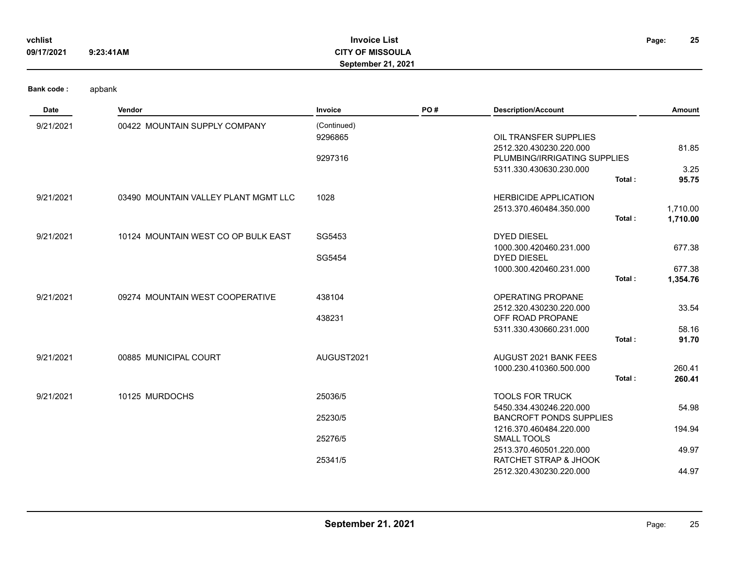**Bank code :** apbank

| Date | Vendor | Invoice | PO # | Description/Account | | Amount |
|---|---|---|---|---|---|---|
| 9/21/2021 | 00422 MOUNTAIN SUPPLY COMPANY | (Continued) | | | | |
| | | 9296865 | | OIL TRANSFER SUPPLIES | | |
| | | | | 2512.320.430230.220.000 | | 81.85 |
| | | 9297316 | | PLUMBING/IRRIGATING SUPPLIES | | |
| | | | | 5311.330.430630.230.000 | | 3.25 |
| | | | | | **Total :** | **95.75** |
| 9/21/2021 | 03490 MOUNTAIN VALLEY PLANT MGMT LLC | 1028 | | HERBICIDE APPLICATION | | |
| | | | | 2513.370.460484.350.000 | | 1,710.00 |
| | | | | | **Total :** | **1,710.00** |
| 9/21/2021 | 10124 MOUNTAIN WEST CO OP BULK EAST | SG5453 | | DYED DIESEL | | |
| | | | | 1000.300.420460.231.000 | | 677.38 |
| | | SG5454 | | DYED DIESEL | | |
| | | | | 1000.300.420460.231.000 | | 677.38 |
| | | | | | **Total :** | **1,354.76** |
| 9/21/2021 | 09274 MOUNTAIN WEST COOPERATIVE | 438104 | | OPERATING PROPANE | | |
| | | | | 2512.320.430230.220.000 | | 33.54 |
| | | 438231 | | OFF ROAD PROPANE | | |
| | | | | 5311.330.430660.231.000 | | 58.16 |
| | | | | | **Total :** | **91.70** |
| 9/21/2021 | 00885 MUNICIPAL COURT | AUGUST2021 | | AUGUST 2021 BANK FEES | | |
| | | | | 1000.230.410360.500.000 | | 260.41 |
| | | | | | **Total :** | **260.41** |
| 9/21/2021 | 10125 MURDOCHS | 25036/5 | | TOOLS FOR TRUCK | | |
| | | | | 5450.334.430246.220.000 | | 54.98 |
| | | 25230/5 | | BANCROFT PONDS SUPPLIES | | |
| | | | | 1216.370.460484.220.000 | | 194.94 |
| | | 25276/5 | | SMALL TOOLS | | |
| | | | | 2513.370.460501.220.000 | | 49.97 |
| | | 25341/5 | | RATCHET STRAP & JHOOK | | |
| | | | | 2512.320.430230.220.000 | | 44.97 |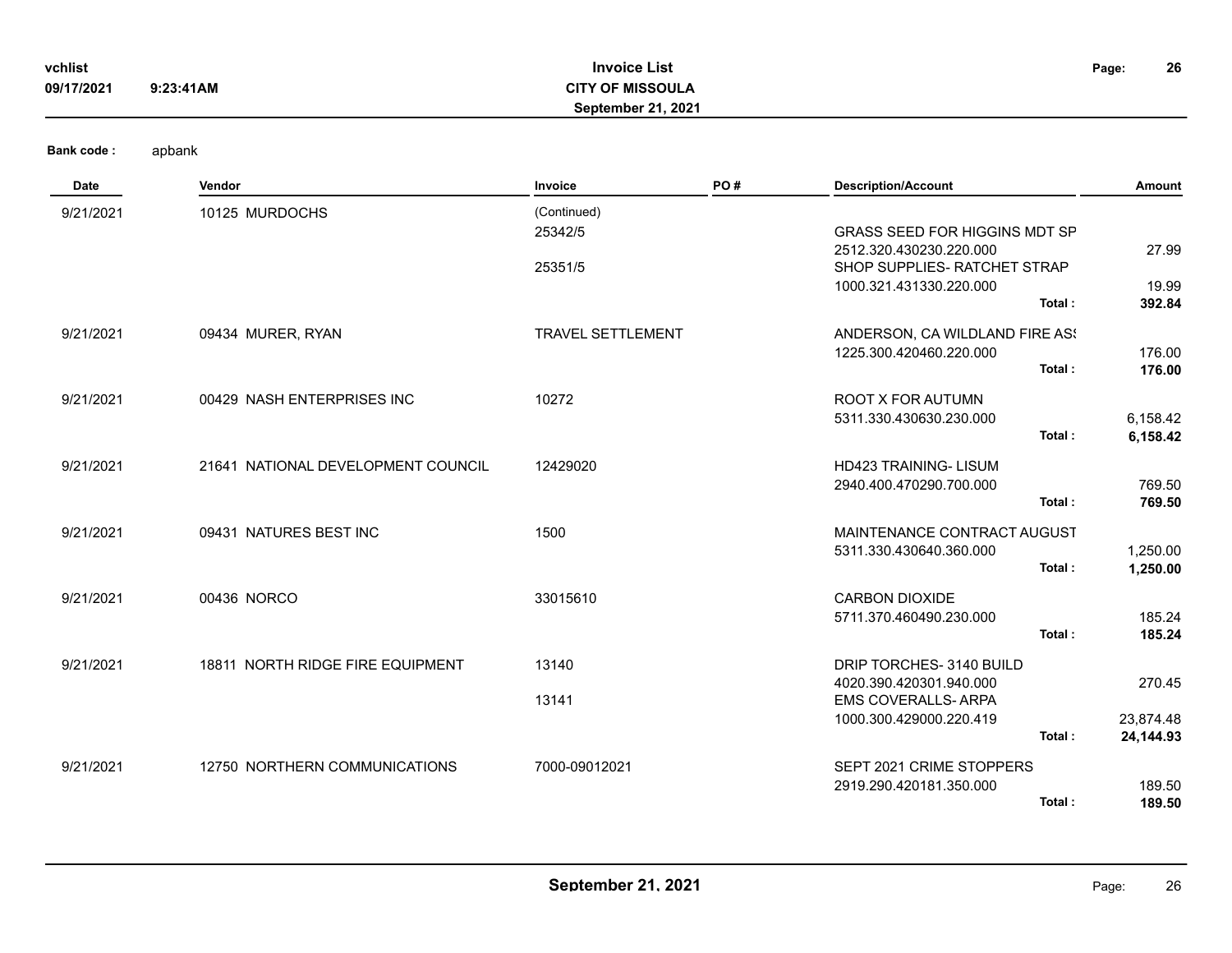Bank code : apbank

| Date | Vendor | Invoice | PO # | Description/Account | | Amount |
|---|---|---|---|---|---|---|
| 9/21/2021 | 10125 MURDOCHS | (Continued) | | | | |
| | | 25342/5 | | GRASS SEED FOR HIGGINS MDT SP | | |
| | | | | 2512.320.430230.220.000 | | 27.99 |
| | | 25351/5 | | SHOP SUPPLIES- RATCHET STRAP | | |
| | | | | 1000.321.431330.220.000 | | 19.99 |
| | | | | | **Total :** | **392.84** |
| 9/21/2021 | 09434 MURER, RYAN | TRAVEL SETTLEMENT | | ANDERSON, CA WILDLAND FIRE ASS | | |
| | | | | 1225.300.420460.220.000 | | 176.00 |
| | | | | | **Total :** | **176.00** |
| 9/21/2021 | 00429 NASH ENTERPRISES INC | 10272 | | ROOT X FOR AUTUMN | | |
| | | | | 5311.330.430630.230.000 | | 6,158.42 |
| | | | | | **Total :** | **6,158.42** |
| 9/21/2021 | 21641 NATIONAL DEVELOPMENT COUNCIL | 12429020 | | HD423 TRAINING- LISUM | | |
| | | | | 2940.400.470290.700.000 | | 769.50 |
| | | | | | **Total :** | **769.50** |
| 9/21/2021 | 09431 NATURES BEST INC | 1500 | | MAINTENANCE CONTRACT AUGUST | | |
| | | | | 5311.330.430640.360.000 | | 1,250.00 |
| | | | | | **Total :** | **1,250.00** |
| 9/21/2021 | 00436 NORCO | 33015610 | | CARBON DIOXIDE | | |
| | | | | 5711.370.460490.230.000 | | 185.24 |
| | | | | | **Total :** | **185.24** |
| 9/21/2021 | 18811 NORTH RIDGE FIRE EQUIPMENT | 13140 | | DRIP TORCHES- 3140 BUILD | | |
| | | | | 4020.390.420301.940.000 | | 270.45 |
| | | 13141 | | EMS COVERALLS- ARPA | | |
| | | | | 1000.300.429000.220.419 | | 23,874.48 |
| | | | | | **Total :** | **24,144.93** |
| 9/21/2021 | 12750 NORTHERN COMMUNICATIONS | 7000-09012021 | | SEPT 2021 CRIME STOPPERS | | |
| | | | | 2919.290.420181.350.000 | | 189.50 |
| | | | | | **Total :** | **189.50** |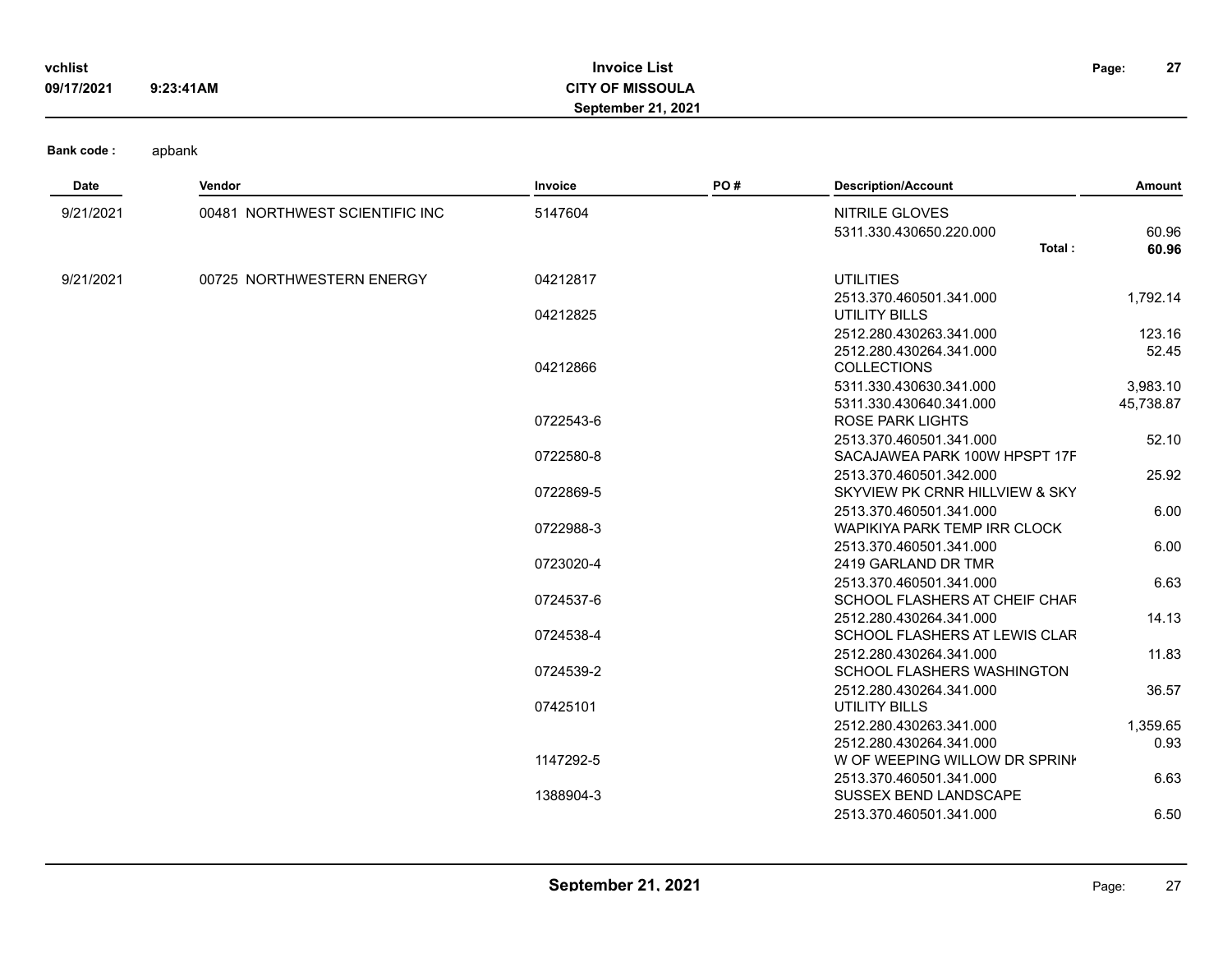**Bank code :** apbank

| Date | Vendor | Invoice | PO # | Description/Account | Amount |
|---|---|---|---|---|---|
| 9/21/2021 | 00481 NORTHWEST SCIENTIFIC INC | 5147604 | | NITRILE GLOVES | |
| | | | | 5311.330.430650.220.000 | 60.96 |
| | | | | **Total :** | **60.96** |
| 9/21/2021 | 00725 NORTHWESTERN ENERGY | 04212817 | | UTILITIES | |
| | | | | 2513.370.460501.341.000 | 1,792.14 |
| | | 04212825 | | UTILITY BILLS | |
| | | | | 2512.280.430263.341.000 | 123.16 |
| | | | | 2512.280.430264.341.000 | 52.45 |
| | | 04212866 | | COLLECTIONS | |
| | | | | 5311.330.430630.341.000 | 3,983.10 |
| | | | | 5311.330.430640.341.000 | 45,738.87 |
| | | 0722543-6 | | ROSE PARK LIGHTS | |
| | | | | 2513.370.460501.341.000 | 52.10 |
| | | 0722580-8 | | SACAJAWEA PARK 100W HPSPT 17F | |
| | | | | 2513.370.460501.342.000 | 25.92 |
| | | 0722869-5 | | SKYVIEW PK CRNR HILLVIEW & SKY | |
| | | | | 2513.370.460501.341.000 | 6.00 |
| | | 0722988-3 | | WAPIKIYA PARK TEMP IRR CLOCK | |
| | | | | 2513.370.460501.341.000 | 6.00 |
| | | 0723020-4 | | 2419 GARLAND DR TMR | |
| | | | | 2513.370.460501.341.000 | 6.63 |
| | | 0724537-6 | | SCHOOL FLASHERS AT CHEIF CHAR | |
| | | | | 2512.280.430264.341.000 | 14.13 |
| | | 0724538-4 | | SCHOOL FLASHERS AT LEWIS CLAR | |
| | | | | 2512.280.430264.341.000 | 11.83 |
| | | 0724539-2 | | SCHOOL FLASHERS WASHINGTON | |
| | | | | 2512.280.430264.341.000 | 36.57 |
| | | 07425101 | | UTILITY BILLS | |
| | | | | 2512.280.430263.341.000 | 1,359.65 |
| | | | | 2512.280.430264.341.000 | 0.93 |
| | | 1147292-5 | | W OF WEEPING WILLOW DR SPRINK | |
| | | | | 2513.370.460501.341.000 | 6.63 |
| | | 1388904-3 | | SUSSEX BEND LANDSCAPE | |
| | | | | 2513.370.460501.341.000 | 6.50 |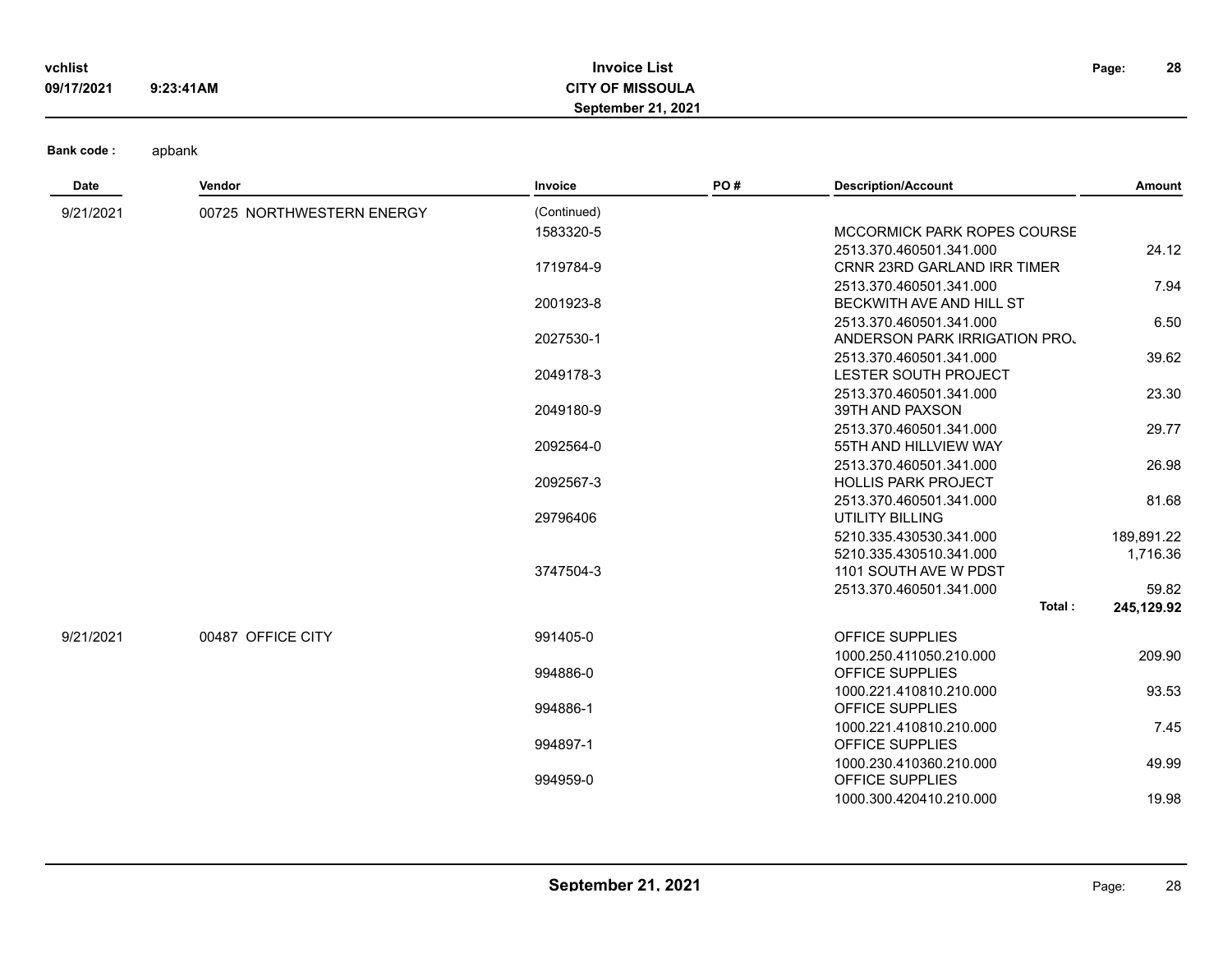**Invoice List**
**CITY OF MISSOULA**
**September 21, 2021**

**Bank code :** apbank

| Date | Vendor | Invoice | PO # | Description/Account | Amount |
|---|---|---|---|---|---|
| 9/21/2021 | 00725 NORTHWESTERN ENERGY | (Continued) | | | |
| | | 1583320-5 | | MCCORMICK PARK ROPES COURSE | |
| | | | | 2513.370.460501.341.000 | 24.12 |
| | | 1719784-9 | | CRNR 23RD GARLAND IRR TIMER | |
| | | | | 2513.370.460501.341.000 | 7.94 |
| | | 2001923-8 | | BECKWITH AVE AND HILL ST | |
| | | | | 2513.370.460501.341.000 | 6.50 |
| | | 2027530-1 | | ANDERSON PARK IRRIGATION PROJ | |
| | | | | 2513.370.460501.341.000 | 39.62 |
| | | 2049178-3 | | LESTER SOUTH PROJECT | |
| | | | | 2513.370.460501.341.000 | 23.30 |
| | | 2049180-9 | | 39TH AND PAXSON | |
| | | | | 2513.370.460501.341.000 | 29.77 |
| | | 2092564-0 | | 55TH AND HILLVIEW WAY | |
| | | | | 2513.370.460501.341.000 | 26.98 |
| | | 2092567-3 | | HOLLIS PARK PROJECT | |
| | | | | 2513.370.460501.341.000 | 81.68 |
| | | 29796406 | | UTILITY BILLING | |
| | | | | 5210.335.430530.341.000 | 189,891.22 |
| | | | | 5210.335.430510.341.000 | 1,716.36 |
| | | 3747504-3 | | 1101 SOUTH AVE W PDST | |
| | | | | 2513.370.460501.341.000 | 59.82 |
| | | | | **Total :** | **245,129.92** |
| 9/21/2021 | 00487 OFFICE CITY | 991405-0 | | OFFICE SUPPLIES | |
| | | | | 1000.250.411050.210.000 | 209.90 |
| | | 994886-0 | | OFFICE SUPPLIES | |
| | | | | 1000.221.410810.210.000 | 93.53 |
| | | 994886-1 | | OFFICE SUPPLIES | |
| | | | | 1000.221.410810.210.000 | 7.45 |
| | | 994897-1 | | OFFICE SUPPLIES | |
| | | | | 1000.230.410360.210.000 | 49.99 |
| | | 994959-0 | | OFFICE SUPPLIES | |
| | | | | 1000.300.420410.210.000 | 19.98 |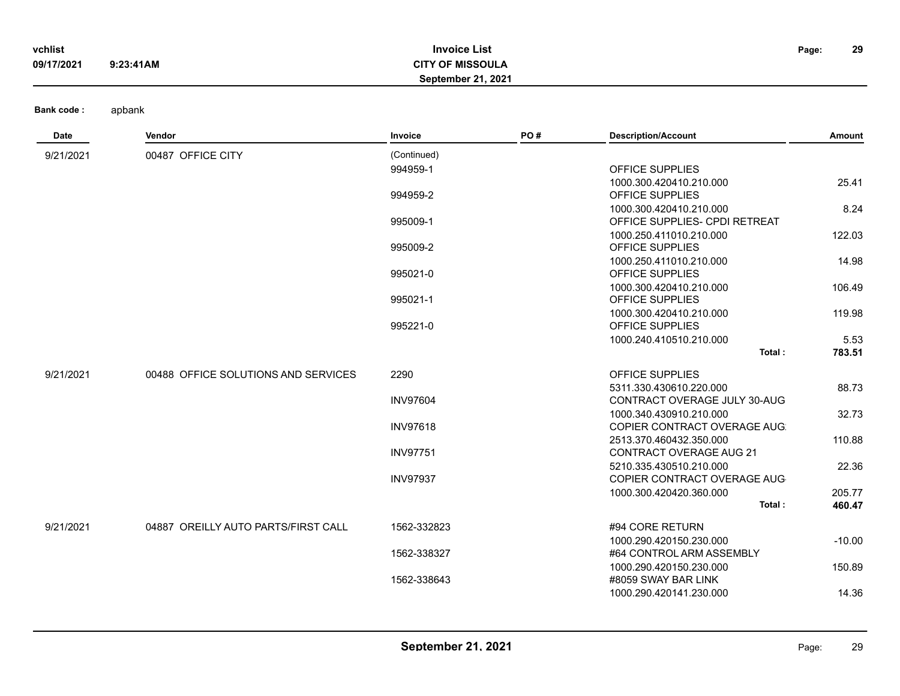**Bank code :** apbank

| Date | Vendor | Invoice | PO # | Description/Account | Amount |
|---|---|---|---|---|---|
| 9/21/2021 | 00487 OFFICE CITY | (Continued) | | | |
| | | 994959-1 | | OFFICE SUPPLIES | |
| | | | | 1000.300.420410.210.000 | 25.41 |
| | | 994959-2 | | OFFICE SUPPLIES | |
| | | | | 1000.300.420410.210.000 | 8.24 |
| | | 995009-1 | | OFFICE SUPPLIES- CPDI RETREAT | |
| | | | | 1000.250.411010.210.000 | 122.03 |
| | | 995009-2 | | OFFICE SUPPLIES | |
| | | | | 1000.250.411010.210.000 | 14.98 |
| | | 995021-0 | | OFFICE SUPPLIES | |
| | | | | 1000.300.420410.210.000 | 106.49 |
| | | 995021-1 | | OFFICE SUPPLIES | |
| | | | | 1000.300.420410.210.000 | 119.98 |
| | | 995221-0 | | OFFICE SUPPLIES | |
| | | | | 1000.240.410510.210.000 | 5.53 |
| | | | | **Total :** | **783.51** |
| 9/21/2021 | 00488 OFFICE SOLUTIONS AND SERVICES | 2290 | | OFFICE SUPPLIES | |
| | | | | 5311.330.430610.220.000 | 88.73 |
| | | INV97604 | | CONTRACT OVERAGE JULY 30-AUG | |
| | | | | 1000.340.430910.210.000 | 32.73 |
| | | INV97618 | | COPIER CONTRACT OVERAGE AUG | |
| | | | | 2513.370.460432.350.000 | 110.88 |
| | | INV97751 | | CONTRACT OVERAGE AUG 21 | |
| | | | | 5210.335.430510.210.000 | 22.36 |
| | | INV97937 | | COPIER CONTRACT OVERAGE AUG | |
| | | | | 1000.300.420420.360.000 | 205.77 |
| | | | | **Total :** | **460.47** |
| 9/21/2021 | 04887 OREILLY AUTO PARTS/FIRST CALL | 1562-332823 | | #94 CORE RETURN | |
| | | | | 1000.290.420150.230.000 | -10.00 |
| | | 1562-338327 | | #64 CONTROL ARM ASSEMBLY | |
| | | | | 1000.290.420150.230.000 | 150.89 |
| | | 1562-338643 | | #8059 SWAY BAR LINK | |
| | | | | 1000.290.420141.230.000 | 14.36 |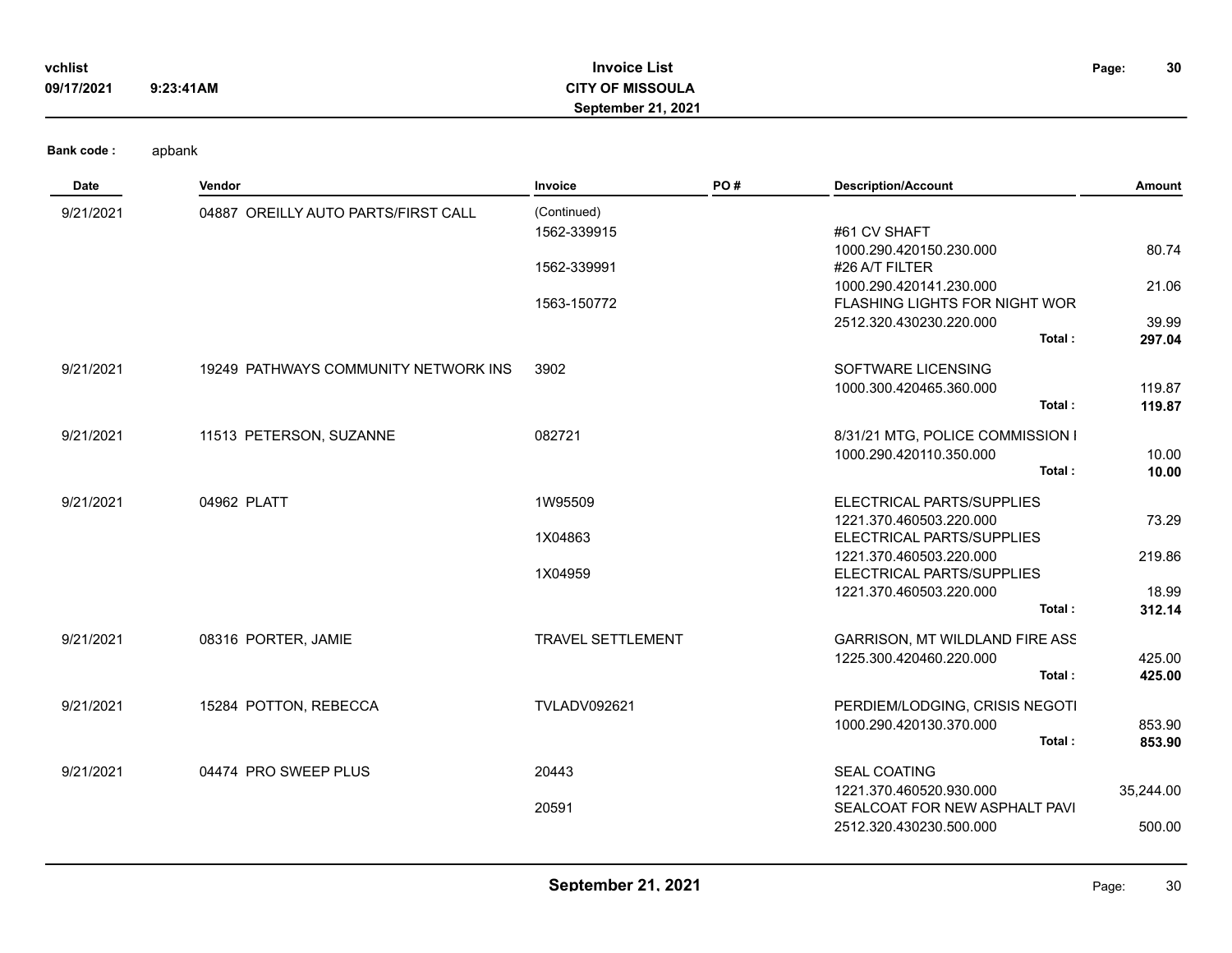**Bank code :** apbank

| Date | Vendor | Invoice | PO # | Description/Account | Amount |
|---|---|---|---|---|---|
| 9/21/2021 | 04887 OREILLY AUTO PARTS/FIRST CALL | (Continued) | | | |
| | | 1562-339915 | | #61 CV SHAFT | |
| | | | | 1000.290.420150.230.000 | 80.74 |
| | | 1562-339991 | | #26 A/T FILTER | |
| | | | | 1000.290.420141.230.000 | 21.06 |
| | | 1563-150772 | | FLASHING LIGHTS FOR NIGHT WOR | |
| | | | | 2512.320.430230.220.000 | 39.99 |
| | | | | **Total :** | **297.04** |
| 9/21/2021 | 19249 PATHWAYS COMMUNITY NETWORK INS | 3902 | | SOFTWARE LICENSING | |
| | | | | 1000.300.420465.360.000 | 119.87 |
| | | | | **Total :** | **119.87** |
| 9/21/2021 | 11513 PETERSON, SUZANNE | 082721 | | 8/31/21 MTG, POLICE COMMISSION I | |
| | | | | 1000.290.420110.350.000 | 10.00 |
| | | | | **Total :** | **10.00** |
| 9/21/2021 | 04962 PLATT | 1W95509 | | ELECTRICAL PARTS/SUPPLIES | |
| | | | | 1221.370.460503.220.000 | 73.29 |
| | | 1X04863 | | ELECTRICAL PARTS/SUPPLIES | |
| | | | | 1221.370.460503.220.000 | 219.86 |
| | | 1X04959 | | ELECTRICAL PARTS/SUPPLIES | |
| | | | | 1221.370.460503.220.000 | 18.99 |
| | | | | **Total :** | **312.14** |
| 9/21/2021 | 08316 PORTER, JAMIE | TRAVEL SETTLEMENT | | GARRISON, MT WILDLAND FIRE ASS | |
| | | | | 1225.300.420460.220.000 | 425.00 |
| | | | | **Total :** | **425.00** |
| 9/21/2021 | 15284 POTTON, REBECCA | TVLADV092621 | | PERDIEM/LODGING, CRISIS NEGOTI | |
| | | | | 1000.290.420130.370.000 | 853.90 |
| | | | | **Total :** | **853.90** |
| 9/21/2021 | 04474 PRO SWEEP PLUS | 20443 | | SEAL COATING | |
| | | | | 1221.370.460520.930.000 | 35,244.00 |
| | | 20591 | | SEALCOAT FOR NEW ASPHALT PAVI | |
| | | | | 2512.320.430230.500.000 | 500.00 |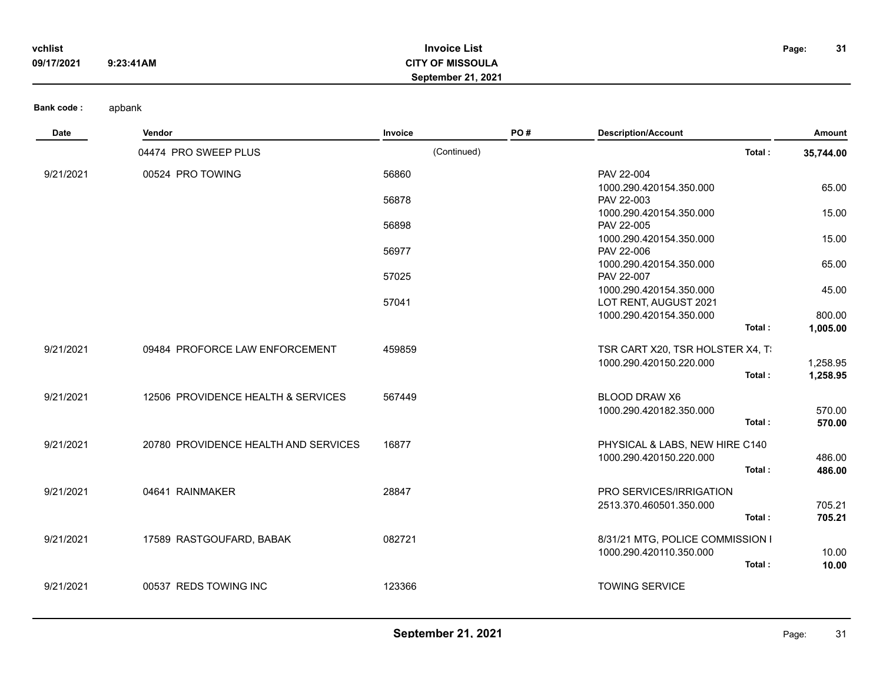Bank code : apbank

| Date | Vendor | Invoice | PO # | Description/Account | Amount |
|---|---|---|---|---|---|
| | 04474 PRO SWEEP PLUS | (Continued) | | Total : | **35,744.00** |
| 9/21/2021 | 00524 PRO TOWING | 56860 | | PAV 22-004 | |
| | | | | 1000.290.420154.350.000 | 65.00 |
| | | 56878 | | PAV 22-003 | |
| | | | | 1000.290.420154.350.000 | 15.00 |
| | | 56898 | | PAV 22-005 | |
| | | | | 1000.290.420154.350.000 | 15.00 |
| | | 56977 | | PAV 22-006 | |
| | | | | 1000.290.420154.350.000 | 65.00 |
| | | 57025 | | PAV 22-007 | |
| | | | | 1000.290.420154.350.000 | 45.00 |
| | | 57041 | | LOT RENT, AUGUST 2021 | |
| | | | | 1000.290.420154.350.000 | 800.00 |
| | | | | Total : | **1,005.00** |
| 9/21/2021 | 09484 PROFORCE LAW ENFORCEMENT | 459859 | | TSR CART X20, TSR HOLSTER X4, T! | |
| | | | | 1000.290.420150.220.000 | 1,258.95 |
| | | | | Total : | **1,258.95** |
| 9/21/2021 | 12506 PROVIDENCE HEALTH & SERVICES | 567449 | | BLOOD DRAW X6 | |
| | | | | 1000.290.420182.350.000 | 570.00 |
| | | | | Total : | **570.00** |
| 9/21/2021 | 20780 PROVIDENCE HEALTH AND SERVICES | 16877 | | PHYSICAL & LABS, NEW HIRE C140 | |
| | | | | 1000.290.420150.220.000 | 486.00 |
| | | | | Total : | **486.00** |
| 9/21/2021 | 04641 RAINMAKER | 28847 | | PRO SERVICES/IRRIGATION | |
| | | | | 2513.370.460501.350.000 | 705.21 |
| | | | | Total : | **705.21** |
| 9/21/2021 | 17589 RASTGOUFARD, BABAK | 082721 | | 8/31/21 MTG, POLICE COMMISSION I | |
| | | | | 1000.290.420110.350.000 | 10.00 |
| | | | | Total : | **10.00** |
| 9/21/2021 | 00537 REDS TOWING INC | 123366 | | TOWING SERVICE | |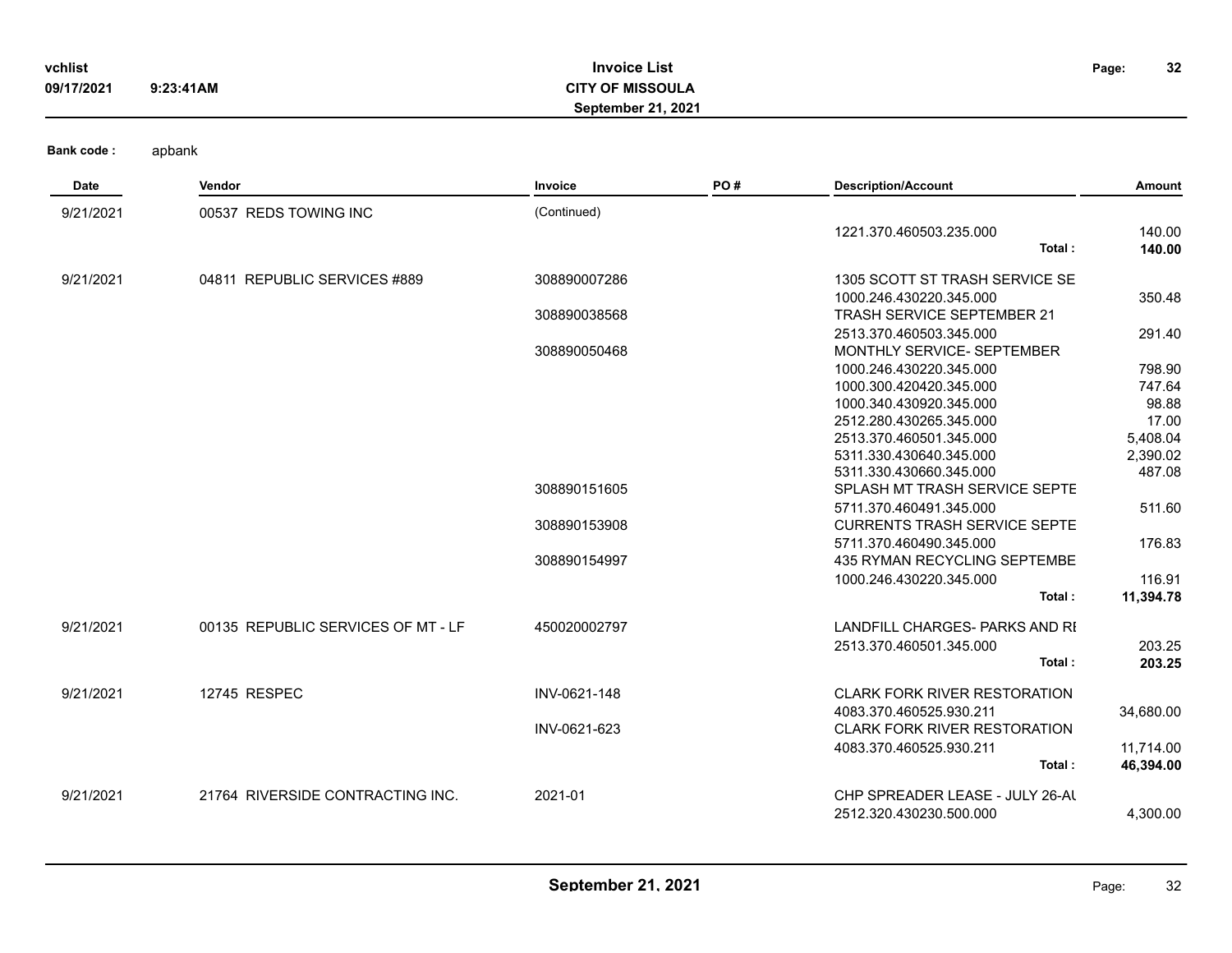**Bank code :** apbank

| Date | Vendor | Invoice | PO # | Description/Account | Amount |
|---|---|---|---|---|---|
| 9/21/2021 | 00537 REDS TOWING INC | (Continued) | | | |
| | | | | 1221.370.460503.235.000 | 140.00 |
| | | | | **Total :** | **140.00** |
| 9/21/2021 | 04811 REPUBLIC SERVICES #889 | 308890007286 | | 1305 SCOTT ST TRASH SERVICE SE | |
| | | | | 1000.246.430220.345.000 | 350.48 |
| | | 308890038568 | | TRASH SERVICE SEPTEMBER 21 | |
| | | | | 2513.370.460503.345.000 | 291.40 |
| | | 308890050468 | | MONTHLY SERVICE- SEPTEMBER | |
| | | | | 1000.246.430220.345.000 | 798.90 |
| | | | | 1000.300.420420.345.000 | 747.64 |
| | | | | 1000.340.430920.345.000 | 98.88 |
| | | | | 2512.280.430265.345.000 | 17.00 |
| | | | | 2513.370.460501.345.000 | 5,408.04 |
| | | | | 5311.330.430640.345.000 | 2,390.02 |
| | | | | 5311.330.430660.345.000 | 487.08 |
| | | 308890151605 | | SPLASH MT TRASH SERVICE SEPTE | |
| | | | | 5711.370.460491.345.000 | 511.60 |
| | | 308890153908 | | CURRENTS TRASH SERVICE SEPTE | |
| | | | | 5711.370.460490.345.000 | 176.83 |
| | | 308890154997 | | 435 RYMAN RECYCLING SEPTEMBE | |
| | | | | 1000.246.430220.345.000 | 116.91 |
| | | | | **Total :** | **11,394.78** |
| 9/21/2021 | 00135 REPUBLIC SERVICES OF MT - LF | 450020002797 | | LANDFILL CHARGES- PARKS AND RI | |
| | | | | 2513.370.460501.345.000 | 203.25 |
| | | | | **Total :** | **203.25** |
| 9/21/2021 | 12745 RESPEC | INV-0621-148 | | CLARK FORK RIVER RESTORATION | |
| | | | | 4083.370.460525.930.211 | 34,680.00 |
| | | INV-0621-623 | | CLARK FORK RIVER RESTORATION | |
| | | | | 4083.370.460525.930.211 | 11,714.00 |
| | | | | **Total :** | **46,394.00** |
| 9/21/2021 | 21764 RIVERSIDE CONTRACTING INC. | 2021-01 | | CHP SPREADER LEASE - JULY 26-AU | |
| | | | | 2512.320.430230.500.000 | 4,300.00 |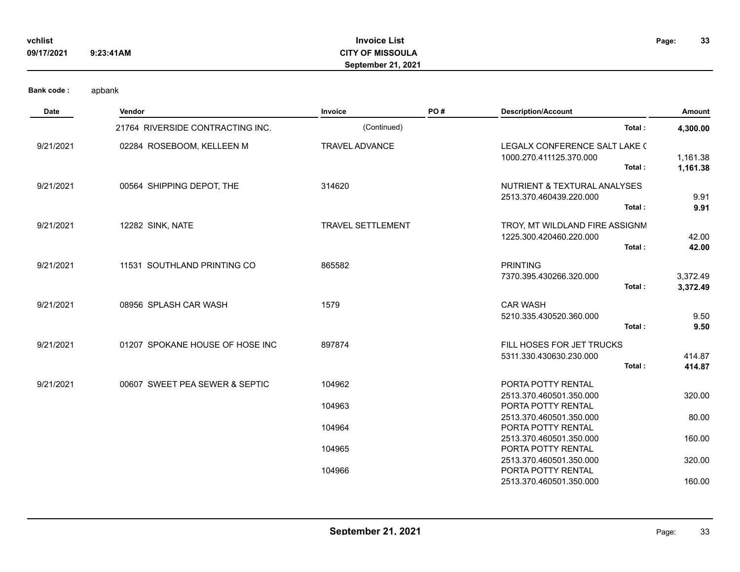**Bank code :** apbank

| Date | Vendor | Invoice | PO # | Description/Account | Amount |
|---|---|---|---|---|---|
| | 21764 RIVERSIDE CONTRACTING INC. | (Continued) | | **Total :** | **4,300.00** |
| 9/21/2021 | 02284 ROSEBOOM, KELLEEN M | TRAVEL ADVANCE | | LEGALX CONFERENCE SALT LAKE ( | |
| | | | | 1000.270.411125.370.000 | 1,161.38 |
| | | | | **Total :** | **1,161.38** |
| 9/21/2021 | 00564 SHIPPING DEPOT, THE | 314620 | | NUTRIENT & TEXTURAL ANALYSES | |
| | | | | 2513.370.460439.220.000 | 9.91 |
| | | | | **Total :** | **9.91** |
| 9/21/2021 | 12282 SINK, NATE | TRAVEL SETTLEMENT | | TROY, MT WILDLAND FIRE ASSIGNM | |
| | | | | 1225.300.420460.220.000 | 42.00 |
| | | | | **Total :** | **42.00** |
| 9/21/2021 | 11531 SOUTHLAND PRINTING CO | 865582 | | PRINTING | |
| | | | | 7370.395.430266.320.000 | 3,372.49 |
| | | | | **Total :** | **3,372.49** |
| 9/21/2021 | 08956 SPLASH CAR WASH | 1579 | | CAR WASH | |
| | | | | 5210.335.430520.360.000 | 9.50 |
| | | | | **Total :** | **9.50** |
| 9/21/2021 | 01207 SPOKANE HOUSE OF HOSE INC | 897874 | | FILL HOSES FOR JET TRUCKS | |
| | | | | 5311.330.430630.230.000 | 414.87 |
| | | | | **Total :** | **414.87** |
| 9/21/2021 | 00607 SWEET PEA SEWER & SEPTIC | 104962 | | PORTA POTTY RENTAL | |
| | | | | 2513.370.460501.350.000 | 320.00 |
| | | 104963 | | PORTA POTTY RENTAL | |
| | | | | 2513.370.460501.350.000 | 80.00 |
| | | 104964 | | PORTA POTTY RENTAL | |
| | | | | 2513.370.460501.350.000 | 160.00 |
| | | 104965 | | PORTA POTTY RENTAL | |
| | | | | 2513.370.460501.350.000 | 320.00 |
| | | 104966 | | PORTA POTTY RENTAL | |
| | | | | 2513.370.460501.350.000 | 160.00 |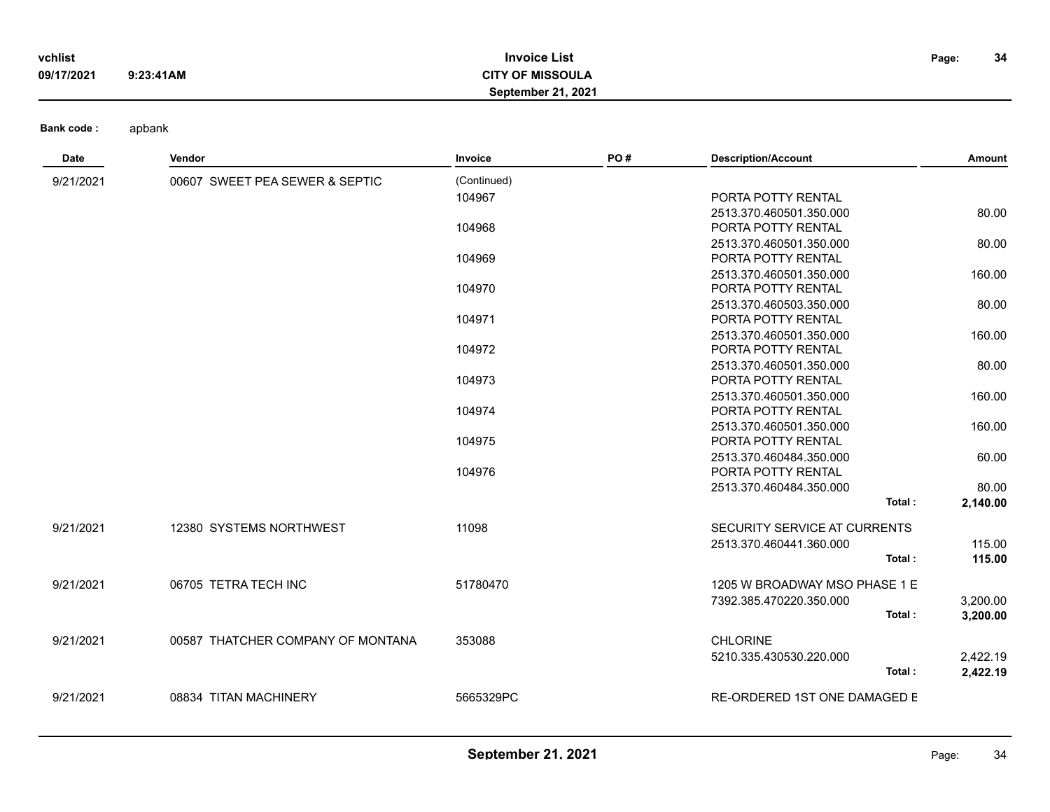Bank code : apbank

| Date | Vendor | Invoice | PO # | Description/Account | Amount |
|---|---|---|---|---|---|
| 9/21/2021 | 00607 SWEET PEA SEWER & SEPTIC | (Continued) | | | |
| | | 104967 | | PORTA POTTY RENTAL | |
| | | | | 2513.370.460501.350.000 | 80.00 |
| | | 104968 | | PORTA POTTY RENTAL | |
| | | | | 2513.370.460501.350.000 | 80.00 |
| | | 104969 | | PORTA POTTY RENTAL | |
| | | | | 2513.370.460501.350.000 | 160.00 |
| | | 104970 | | PORTA POTTY RENTAL | |
| | | | | 2513.370.460503.350.000 | 80.00 |
| | | 104971 | | PORTA POTTY RENTAL | |
| | | | | 2513.370.460501.350.000 | 160.00 |
| | | 104972 | | PORTA POTTY RENTAL | |
| | | | | 2513.370.460501.350.000 | 80.00 |
| | | 104973 | | PORTA POTTY RENTAL | |
| | | | | 2513.370.460501.350.000 | 160.00 |
| | | 104974 | | PORTA POTTY RENTAL | |
| | | | | 2513.370.460501.350.000 | 160.00 |
| | | 104975 | | PORTA POTTY RENTAL | |
| | | | | 2513.370.460484.350.000 | 60.00 |
| | | 104976 | | PORTA POTTY RENTAL | |
| | | | | 2513.370.460484.350.000 | 80.00 |
| | | | | Total : | **2,140.00** |
| 9/21/2021 | 12380 SYSTEMS NORTHWEST | 11098 | | SECURITY SERVICE AT CURRENTS | |
| | | | | 2513.370.460441.360.000 | 115.00 |
| | | | | Total : | **115.00** |
| 9/21/2021 | 06705 TETRA TECH INC | 51780470 | | 1205 W BROADWAY MSO PHASE 1 E | |
| | | | | 7392.385.470220.350.000 | 3,200.00 |
| | | | | Total : | **3,200.00** |
| 9/21/2021 | 00587 THATCHER COMPANY OF MONTANA | 353088 | | CHLORINE | |
| | | | | 5210.335.430530.220.000 | 2,422.19 |
| | | | | Total : | **2,422.19** |
| 9/21/2021 | 08834 TITAN MACHINERY | 5665329PC | | RE-ORDERED 1ST ONE DAMAGED E | |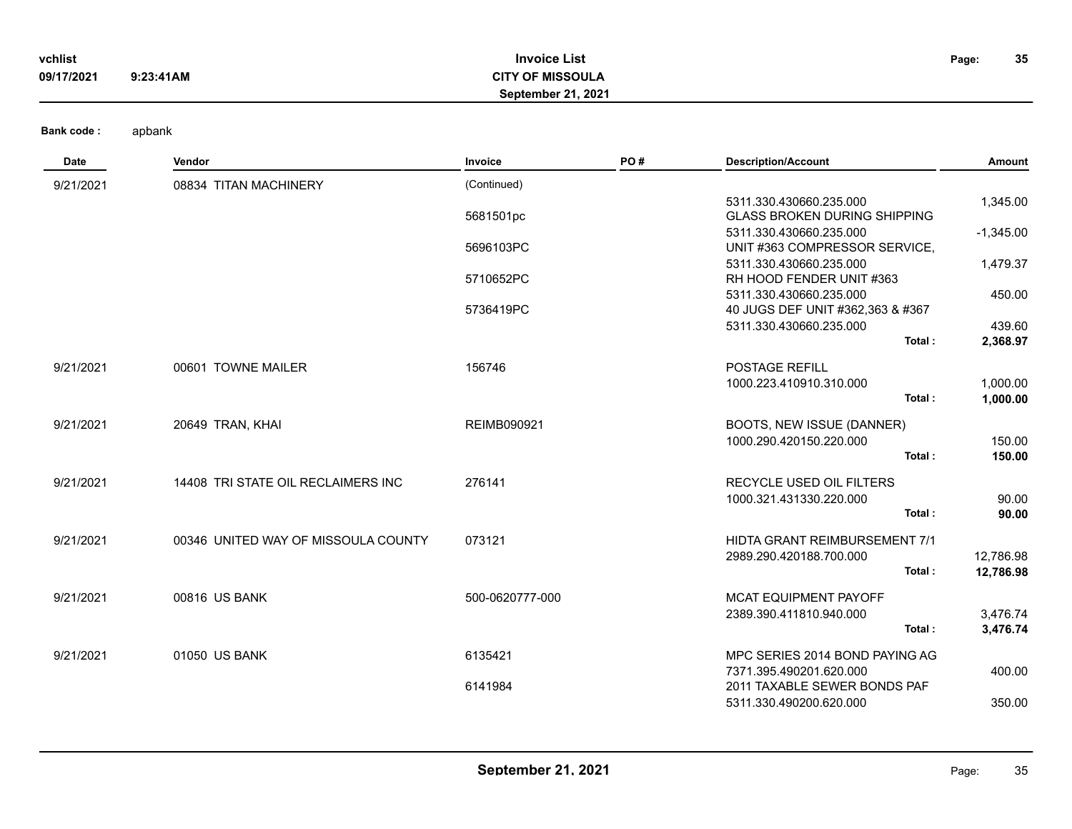**Bank code :** apbank

| Date | Vendor | Invoice | PO # | Description/Account | Amount |
|---|---|---|---|---|---|
| 9/21/2021 | 08834 TITAN MACHINERY | (Continued) | | | |
| | | | | 5311.330.430660.235.000 | 1,345.00 |
| | | 5681501pc | | GLASS BROKEN DURING SHIPPING | |
| | | | | 5311.330.430660.235.000 | -1,345.00 |
| | | 5696103PC | | UNIT #363 COMPRESSOR SERVICE, | |
| | | | | 5311.330.430660.235.000 | 1,479.37 |
| | | 5710652PC | | RH HOOD FENDER UNIT #363 | |
| | | | | 5311.330.430660.235.000 | 450.00 |
| | | 5736419PC | | 40 JUGS DEF UNIT #362,363 & #367 | |
| | | | | 5311.330.430660.235.000 | 439.60 |
| | | | | **Total :** | **2,368.97** |
| 9/21/2021 | 00601 TOWNE MAILER | 156746 | | POSTAGE REFILL | |
| | | | | 1000.223.410910.310.000 | 1,000.00 |
| | | | | **Total :** | **1,000.00** |
| 9/21/2021 | 20649 TRAN, KHAI | REIMB090921 | | BOOTS, NEW ISSUE (DANNER) | |
| | | | | 1000.290.420150.220.000 | 150.00 |
| | | | | **Total :** | **150.00** |
| 9/21/2021 | 14408 TRI STATE OIL RECLAIMERS INC | 276141 | | RECYCLE USED OIL FILTERS | |
| | | | | 1000.321.431330.220.000 | 90.00 |
| | | | | **Total :** | **90.00** |
| 9/21/2021 | 00346 UNITED WAY OF MISSOULA COUNTY | 073121 | | HIDTA GRANT REIMBURSEMENT 7/1 | |
| | | | | 2989.290.420188.700.000 | 12,786.98 |
| | | | | **Total :** | **12,786.98** |
| 9/21/2021 | 00816 US BANK | 500-0620777-000 | | MCAT EQUIPMENT PAYOFF | |
| | | | | 2389.390.411810.940.000 | 3,476.74 |
| | | | | **Total :** | **3,476.74** |
| 9/21/2021 | 01050 US BANK | 6135421 | | MPC SERIES 2014 BOND PAYING AG | |
| | | | | 7371.395.490201.620.000 | 400.00 |
| | | 6141984 | | 2011 TAXABLE SEWER BONDS PAF | |
| | | | | 5311.330.490200.620.000 | 350.00 |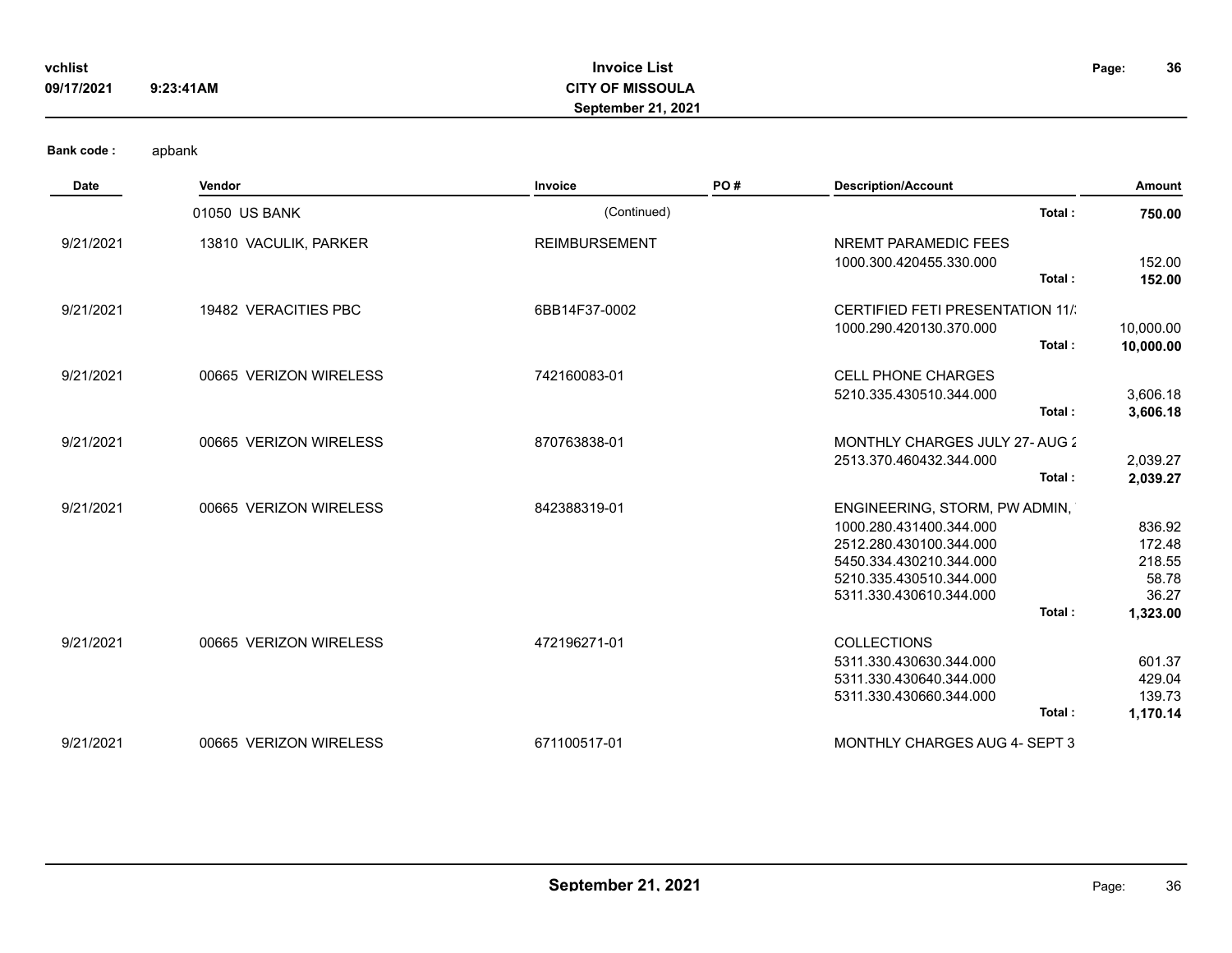**Bank code :** apbank

| Date | Vendor | Invoice | PO # | Description/Account | | Amount |
|---|---|---|---|---|---|---|
| | 01050 US BANK | (Continued) | | | **Total :** | **750.00** |
| 9/21/2021 | 13810 VACULIK, PARKER | REIMBURSEMENT | | NREMT PARAMEDIC FEES | | |
| | | | | 1000.300.420455.330.000 | | 152.00 |
| | | | | | **Total :** | **152.00** |
| 9/21/2021 | 19482 VERACITIES PBC | 6BB14F37-0002 | | CERTIFIED FETI PRESENTATION 11/: | | |
| | | | | 1000.290.420130.370.000 | | 10,000.00 |
| | | | | | **Total :** | **10,000.00** |
| 9/21/2021 | 00665 VERIZON WIRELESS | 742160083-01 | | CELL PHONE CHARGES | | |
| | | | | 5210.335.430510.344.000 | | 3,606.18 |
| | | | | | **Total :** | **3,606.18** |
| 9/21/2021 | 00665 VERIZON WIRELESS | 870763838-01 | | MONTHLY CHARGES JULY 27- AUG 2 | | |
| | | | | 2513.370.460432.344.000 | | 2,039.27 |
| | | | | | **Total :** | **2,039.27** |
| 9/21/2021 | 00665 VERIZON WIRELESS | 842388319-01 | | ENGINEERING, STORM, PW ADMIN, | | |
| | | | | 1000.280.431400.344.000 | | 836.92 |
| | | | | 2512.280.430100.344.000 | | 172.48 |
| | | | | 5450.334.430210.344.000 | | 218.55 |
| | | | | 5210.335.430510.344.000 | | 58.78 |
| | | | | 5311.330.430610.344.000 | | 36.27 |
| | | | | | **Total :** | **1,323.00** |
| 9/21/2021 | 00665 VERIZON WIRELESS | 472196271-01 | | COLLECTIONS | | |
| | | | | 5311.330.430630.344.000 | | 601.37 |
| | | | | 5311.330.430640.344.000 | | 429.04 |
| | | | | 5311.330.430660.344.000 | | 139.73 |
| | | | | | **Total :** | **1,170.14** |
| 9/21/2021 | 00665 VERIZON WIRELESS | 671100517-01 | | MONTHLY CHARGES AUG 4- SEPT 3 | | |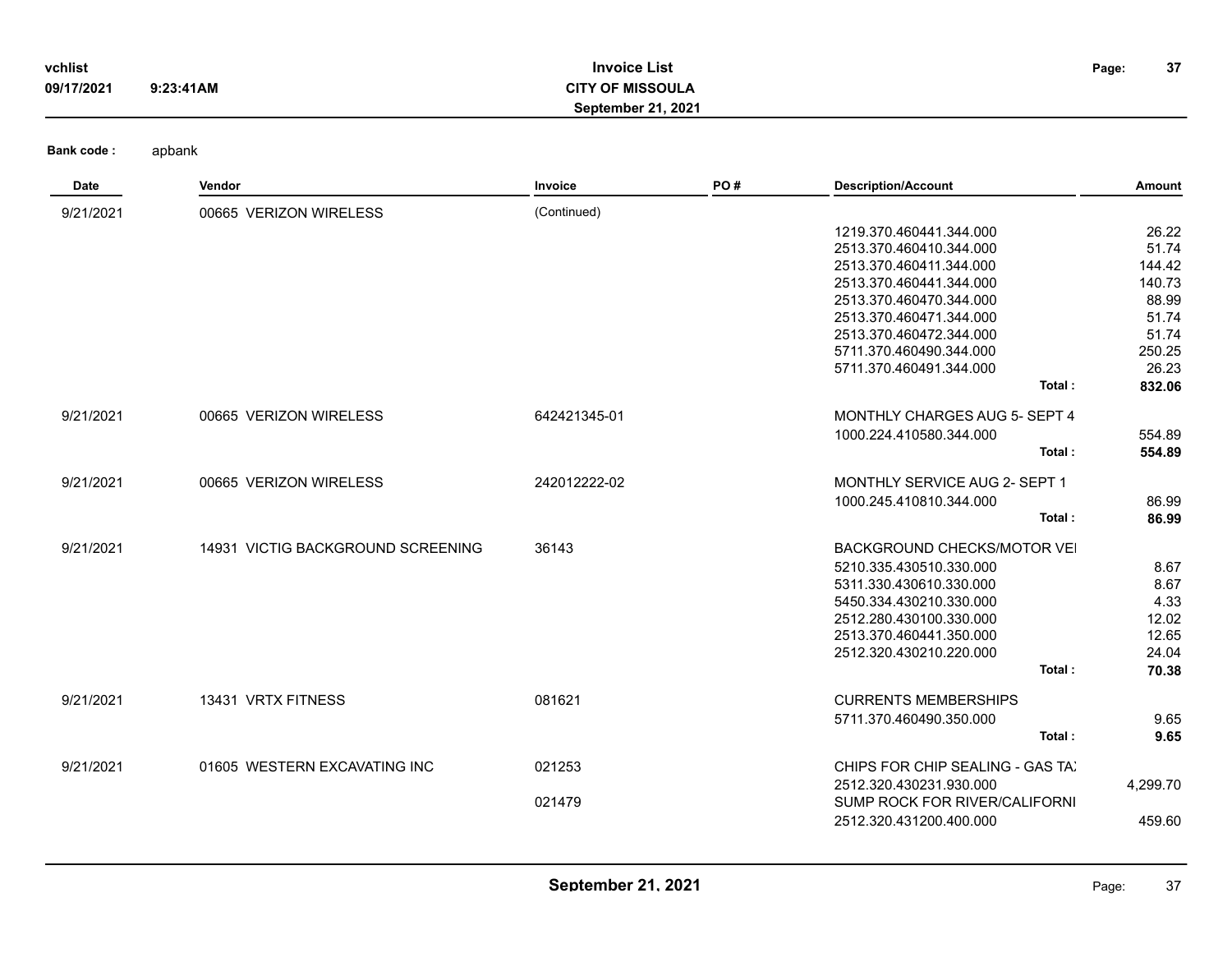**Invoice List**
**CITY OF MISSOULA**
**September 21, 2021**

**Bank code :** apbank

| Date | Vendor | Invoice | PO # | Description/Account | Amount |
|---|---|---|---|---|---|
| 9/21/2021 | 00665 VERIZON WIRELESS | (Continued) | | | |
| | | | | 1219.370.460441.344.000 | 26.22 |
| | | | | 2513.370.460410.344.000 | 51.74 |
| | | | | 2513.370.460411.344.000 | 144.42 |
| | | | | 2513.370.460441.344.000 | 140.73 |
| | | | | 2513.370.460470.344.000 | 88.99 |
| | | | | 2513.370.460471.344.000 | 51.74 |
| | | | | 2513.370.460472.344.000 | 51.74 |
| | | | | 5711.370.460490.344.000 | 250.25 |
| | | | | 5711.370.460491.344.000 | 26.23 |
| | | | | **Total :** | **832.06** |
| 9/21/2021 | 00665 VERIZON WIRELESS | 642421345-01 | | MONTHLY CHARGES AUG 5- SEPT 4 | |
| | | | | 1000.224.410580.344.000 | 554.89 |
| | | | | **Total :** | **554.89** |
| 9/21/2021 | 00665 VERIZON WIRELESS | 242012222-02 | | MONTHLY SERVICE AUG 2- SEPT 1 | |
| | | | | 1000.245.410810.344.000 | 86.99 |
| | | | | **Total :** | **86.99** |
| 9/21/2021 | 14931 VICTIG BACKGROUND SCREENING | 36143 | | BACKGROUND CHECKS/MOTOR VEI | |
| | | | | 5210.335.430510.330.000 | 8.67 |
| | | | | 5311.330.430610.330.000 | 8.67 |
| | | | | 5450.334.430210.330.000 | 4.33 |
| | | | | 2512.280.430100.330.000 | 12.02 |
| | | | | 2513.370.460441.350.000 | 12.65 |
| | | | | 2512.320.430210.220.000 | 24.04 |
| | | | | **Total :** | **70.38** |
| 9/21/2021 | 13431 VRTX FITNESS | 081621 | | CURRENTS MEMBERSHIPS | |
| | | | | 5711.370.460490.350.000 | 9.65 |
| | | | | **Total :** | **9.65** |
| 9/21/2021 | 01605 WESTERN EXCAVATING INC | 021253 | | CHIPS FOR CHIP SEALING - GAS TA) | |
| | | | | 2512.320.430231.930.000 | 4,299.70 |
| | | 021479 | | SUMP ROCK FOR RIVER/CALIFORNI | |
| | | | | 2512.320.431200.400.000 | 459.60 |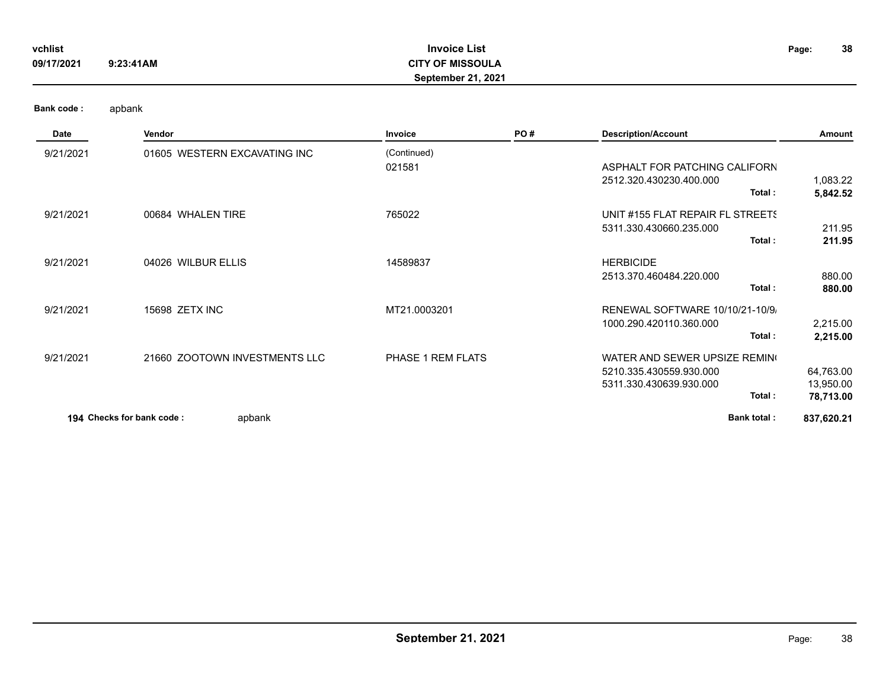**Bank code :** apbank

| Date | Vendor | Invoice | PO # | Description/Account | Amount |
|---|---|---|---|---|---|
| 9/21/2021 | 01605 WESTERN EXCAVATING INC | (Continued) | | | |
| | | 021581 | | ASPHALT FOR PATCHING CALIFORN | |
| | | | | 2512.320.430230.400.000 | 1,083.22 |
| | | | | **Total :** | **5,842.52** |
| 9/21/2021 | 00684 WHALEN TIRE | 765022 | | UNIT #155 FLAT REPAIR FL STREETS | |
| | | | | 5311.330.430660.235.000 | 211.95 |
| | | | | **Total :** | **211.95** |
| 9/21/2021 | 04026 WILBUR ELLIS | 14589837 | | HERBICIDE | |
| | | | | 2513.370.460484.220.000 | 880.00 |
| | | | | **Total :** | **880.00** |
| 9/21/2021 | 15698 ZETX INC | MT21.0003201 | | RENEWAL SOFTWARE 10/10/21-10/9/ | |
| | | | | 1000.290.420110.360.000 | 2,215.00 |
| | | | | **Total :** | **2,215.00** |
| 9/21/2021 | 21660 ZOOTOWN INVESTMENTS LLC | PHASE 1 REM FLATS | | WATER AND SEWER UPSIZE REMIN( | |
| | | | | 5210.335.430559.930.000 | 64,763.00 |
| | | | | 5311.330.430639.930.000 | 13,950.00 |
| | | | | **Total :** | **78,713.00** |

**194 Checks for bank code :** apbank **Bank total :** **837,620.21**